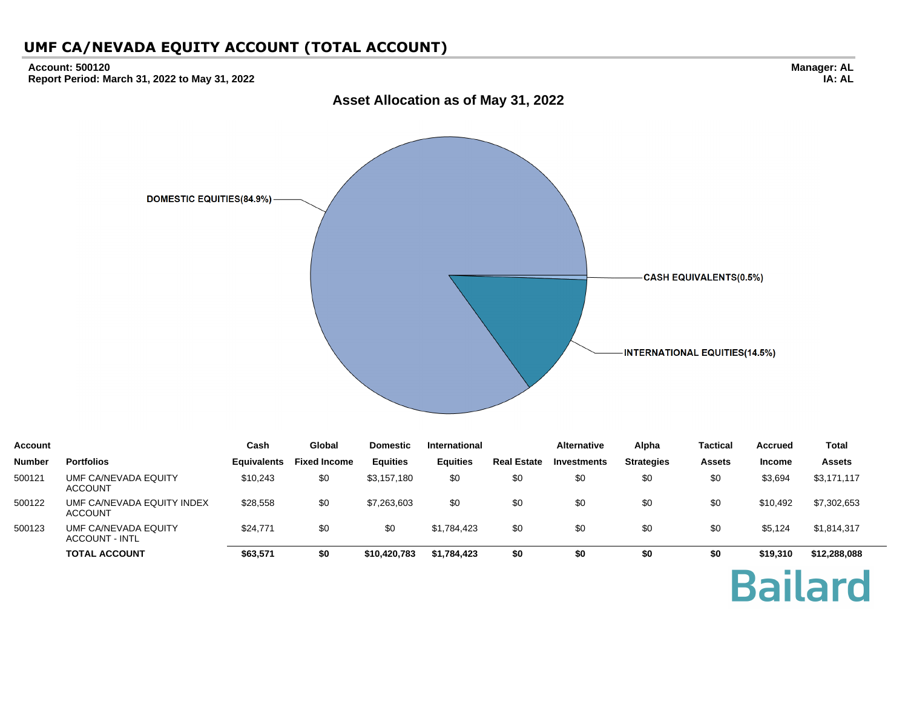# UMF CA/NEVADA EQUITY ACCOUNT (TOTAL ACCOUNT)

**Account: 500120**
**Report Period: March 31, 2022 to May 31, 2022**

**Manager: AL**
**IA: AL**

## Asset Allocation as of May 31, 2022

DOMESTIC EQUITIES(84.9%)
CASH EQUIVALENTS(0.5%)
INTERNATIONAL EQUITIES(14.5%)

| Account Number | Portfolios | Cash Equivalents | Global Fixed Income | Domestic Equities | International Equities | Real Estate | Alternative Investments | Alpha Strategies | Tactical Assets | Accrued Income | Total Assets |
|---|---|---|---|---|---|---|---|---|---|---|---|
| 500121 | UMF CA/NEVADA EQUITY ACCOUNT | $10,243 | $0 | $3,157,180 | $0 | $0 | $0 | $0 | $0 | $3,694 | $3,171,117 |
| 500122 | UMF CA/NEVADA EQUITY INDEX ACCOUNT | $28,558 | $0 | $7,263,603 | $0 | $0 | $0 | $0 | $0 | $10,492 | $7,302,653 |
| 500123 | UMF CA/NEVADA EQUITY ACCOUNT - INTL | $24,771 | $0 | $0 | $1,784,423 | $0 | $0 | $0 | $0 | $5,124 | $1,814,317 |
| | **TOTAL ACCOUNT** | **$63,571** | **$0** | **$10,420,783** | **$1,784,423** | **$0** | **$0** | **$0** | **$0** | **$19,310** | **$12,288,088** |

Bailard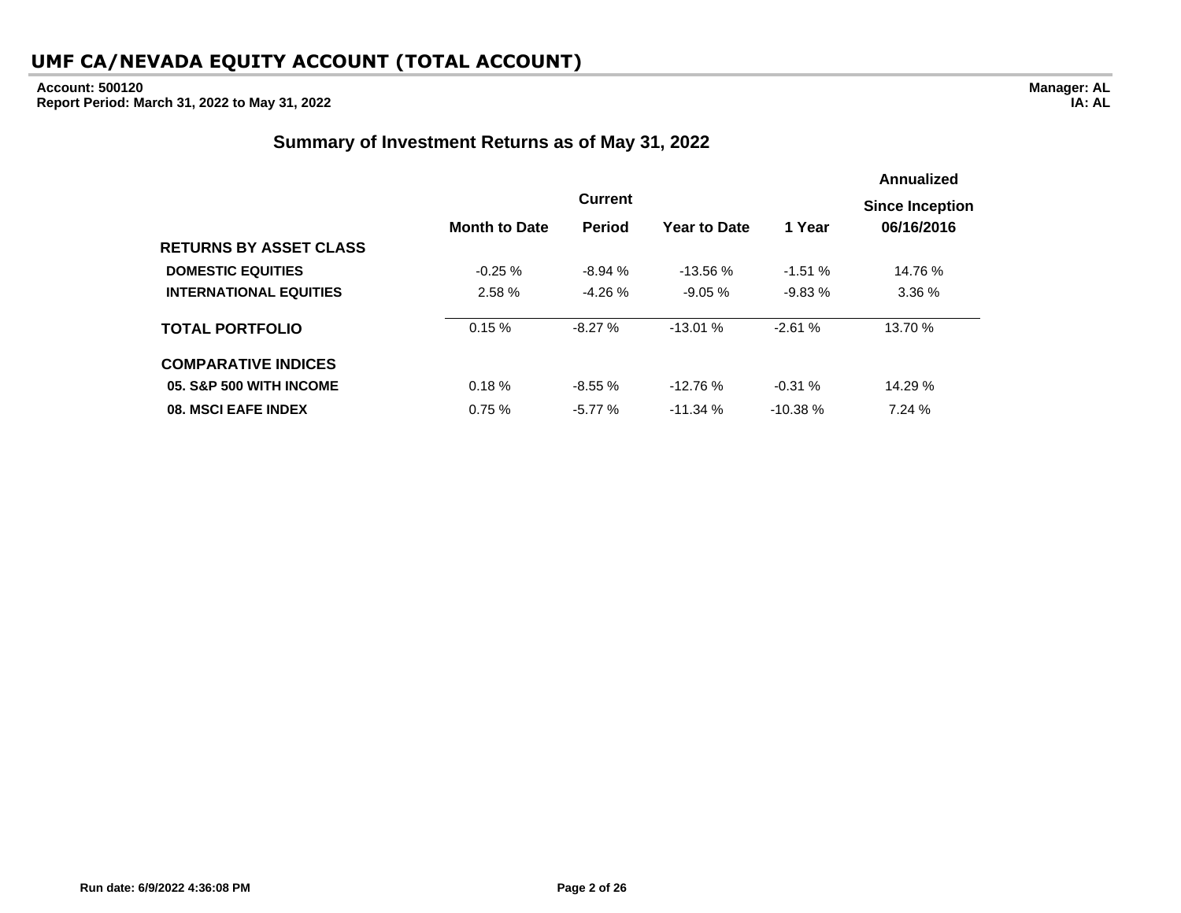# UMF CA/NEVADA EQUITY ACCOUNT (TOTAL ACCOUNT)

**Account: 500120**
**Report Period: March 31, 2022 to May 31, 2022**

**Manager: AL**
**IA: AL**

## Summary of Investment Returns as of May 31, 2022

| | Month to Date | Current Period | Year to Date | 1 Year | Annualized Since Inception 06/16/2016 |
|---|---|---|---|---|---|
| **RETURNS BY ASSET CLASS** | | | | | |
| **DOMESTIC EQUITIES** | -0.25 % | -8.94 % | -13.56 % | -1.51 % | 14.76 % |
| **INTERNATIONAL EQUITIES** | 2.58 % | -4.26 % | -9.05 % | -9.83 % | 3.36 % |
| **TOTAL PORTFOLIO** | 0.15 % | -8.27 % | -13.01 % | -2.61 % | 13.70 % |
| **COMPARATIVE INDICES** | | | | | |
| **05. S&P 500 WITH INCOME** | 0.18 % | -8.55 % | -12.76 % | -0.31 % | 14.29 % |
| **08. MSCI EAFE INDEX** | 0.75 % | -5.77 % | -11.34 % | -10.38 % | 7.24 % |

**Run date: 6/9/2022 4:36:08 PM**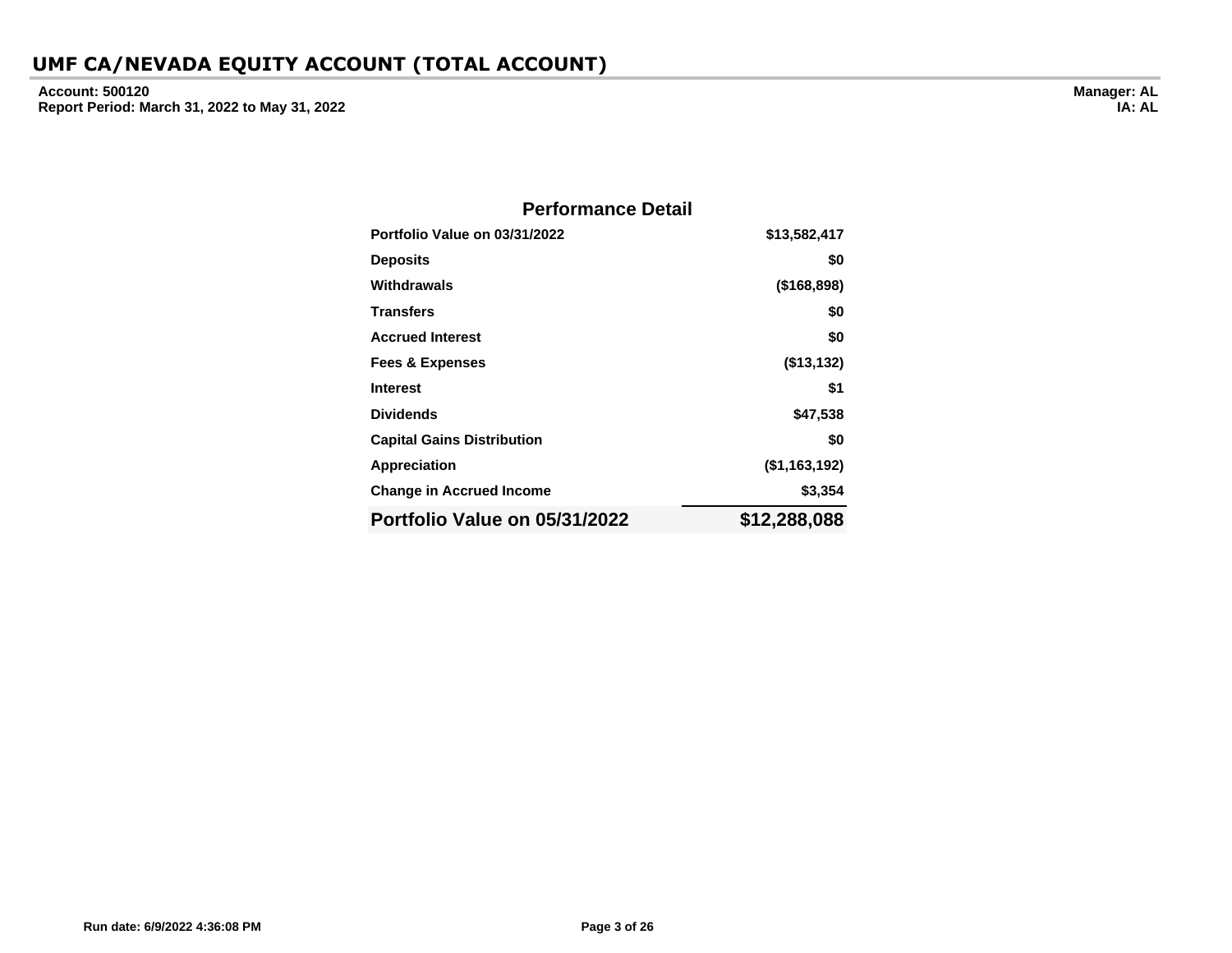# UMF CA/NEVADA EQUITY ACCOUNT (TOTAL ACCOUNT)

**Account: 500120**
**Report Period: March 31, 2022 to May 31, 2022**

**Manager: AL**
**IA: AL**

## Performance Detail

| | |
|---|---|
| **Portfolio Value on 03/31/2022** | **$13,582,417** |
| **Deposits** | **$0** |
| **Withdrawals** | **($168,898)** |
| **Transfers** | **$0** |
| **Accrued Interest** | **$0** |
| **Fees & Expenses** | **($13,132)** |
| **Interest** | **$1** |
| **Dividends** | **$47,538** |
| **Capital Gains Distribution** | **$0** |
| **Appreciation** | **($1,163,192)** |
| **Change in Accrued Income** | **$3,354** |
| **Portfolio Value on 05/31/2022** | **$12,288,088** |

**Run date: 6/9/2022 4:36:08 PM**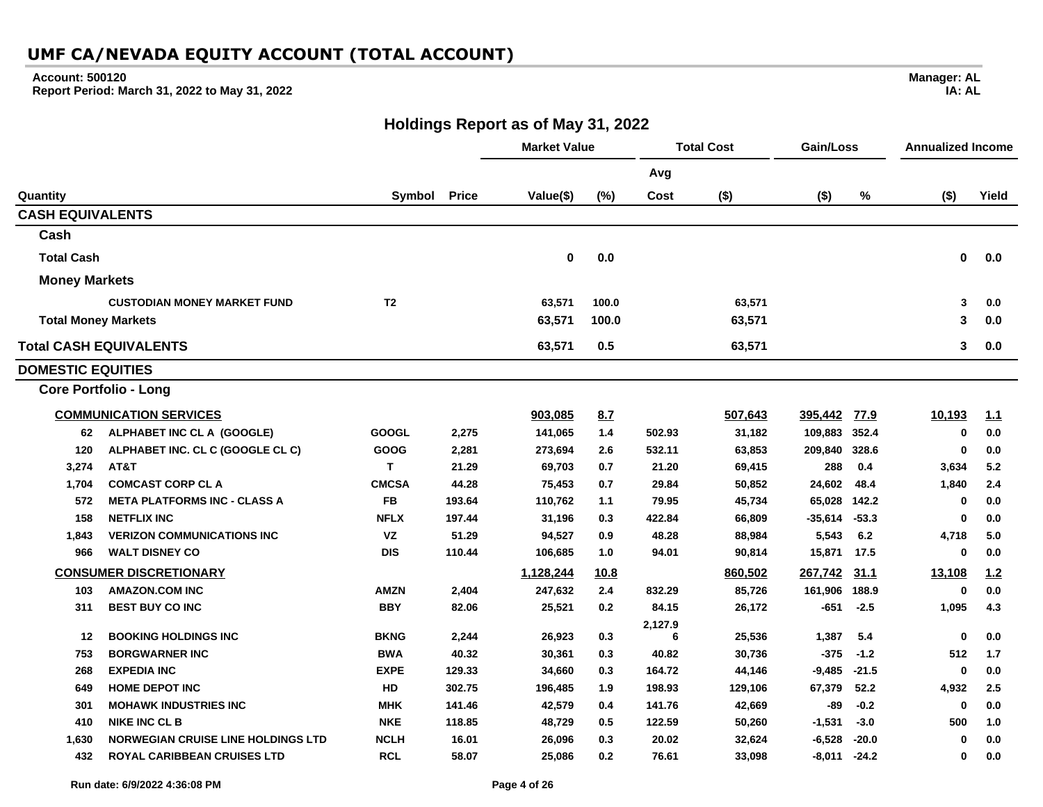# UMF CA/NEVADA EQUITY ACCOUNT (TOTAL ACCOUNT)

**Account: 500120**
**Report Period: March 31, 2022 to May 31, 2022**

**Manager: AL**
**IA: AL**

## Holdings Report as of May 31, 2022

| Quantity | | Symbol | Price | Market Value Value($) | Market Value (%) | Total Cost Avg Cost | Total Cost ($) | Gain/Loss ($) | Gain/Loss % | Annualized Income ($) | Annualized Income Yield |
|---|---|---|---|---|---|---|---|---|---|---|---|
| **CASH EQUIVALENTS** | | | | | | | | | | | |
| **Cash** | | | | | | | | | | | |
| **Total Cash** | | | | 0 | 0.0 | | | | | 0 | 0.0 |
| **Money Markets** | | | | | | | | | | | |
| | CUSTODIAN MONEY MARKET FUND | T2 | | 63,571 | 100.0 | | 63,571 | | | 3 | 0.0 |
| **Total Money Markets** | | | | 63,571 | 100.0 | | 63,571 | | | 3 | 0.0 |
| **Total CASH EQUIVALENTS** | | | | 63,571 | 0.5 | | 63,571 | | | 3 | 0.0 |
| **DOMESTIC EQUITIES** | | | | | | | | | | | |
| **Core Portfolio - Long** | | | | | | | | | | | |
| **COMMUNICATION SERVICES** | | | | 903,085 | 8.7 | | 507,643 | 395,442 | 77.9 | 10,193 | 1.1 |
| 62 | ALPHABET INC CL A (GOOGLE) | GOOGL | 2,275 | 141,065 | 1.4 | 502.93 | 31,182 | 109,883 | 352.4 | 0 | 0.0 |
| 120 | ALPHABET INC. CL C (GOOGLE CL C) | GOOG | 2,281 | 273,694 | 2.6 | 532.11 | 63,853 | 209,840 | 328.6 | 0 | 0.0 |
| 3,274 | AT&T | T | 21.29 | 69,703 | 0.7 | 21.20 | 69,415 | 288 | 0.4 | 3,634 | 5.2 |
| 1,704 | COMCAST CORP CL A | CMCSA | 44.28 | 75,453 | 0.7 | 29.84 | 50,852 | 24,602 | 48.4 | 1,840 | 2.4 |
| 572 | META PLATFORMS INC - CLASS A | FB | 193.64 | 110,762 | 1.1 | 79.95 | 45,734 | 65,028 | 142.2 | 0 | 0.0 |
| 158 | NETFLIX INC | NFLX | 197.44 | 31,196 | 0.3 | 422.84 | 66,809 | -35,614 | -53.3 | 0 | 0.0 |
| 1,843 | VERIZON COMMUNICATIONS INC | VZ | 51.29 | 94,527 | 0.9 | 48.28 | 88,984 | 5,543 | 6.2 | 4,718 | 5.0 |
| 966 | WALT DISNEY CO | DIS | 110.44 | 106,685 | 1.0 | 94.01 | 90,814 | 15,871 | 17.5 | 0 | 0.0 |
| **CONSUMER DISCRETIONARY** | | | | 1,128,244 | 10.8 | | 860,502 | 267,742 | 31.1 | 13,108 | 1.2 |
| 103 | AMAZON.COM INC | AMZN | 2,404 | 247,632 | 2.4 | 832.29 | 85,726 | 161,906 | 188.9 | 0 | 0.0 |
| 311 | BEST BUY CO INC | BBY | 82.06 | 25,521 | 0.2 | 84.15 | 26,172 | -651 | -2.5 | 1,095 | 4.3 |
| 12 | BOOKING HOLDINGS INC | BKNG | 2,244 | 26,923 | 0.3 | 2,127.96 | 25,536 | 1,387 | 5.4 | 0 | 0.0 |
| 753 | BORGWARNER INC | BWA | 40.32 | 30,361 | 0.3 | 40.82 | 30,736 | -375 | -1.2 | 512 | 1.7 |
| 268 | EXPEDIA INC | EXPE | 129.33 | 34,660 | 0.3 | 164.72 | 44,146 | -9,485 | -21.5 | 0 | 0.0 |
| 649 | HOME DEPOT INC | HD | 302.75 | 196,485 | 1.9 | 198.93 | 129,106 | 67,379 | 52.2 | 4,932 | 2.5 |
| 301 | MOHAWK INDUSTRIES INC | MHK | 141.46 | 42,579 | 0.4 | 141.76 | 42,669 | -89 | -0.2 | 0 | 0.0 |
| 410 | NIKE INC CL B | NKE | 118.85 | 48,729 | 0.5 | 122.59 | 50,260 | -1,531 | -3.0 | 500 | 1.0 |
| 1,630 | NORWEGIAN CRUISE LINE HOLDINGS LTD | NCLH | 16.01 | 26,096 | 0.3 | 20.02 | 32,624 | -6,528 | -20.0 | 0 | 0.0 |
| 432 | ROYAL CARIBBEAN CRUISES LTD | RCL | 58.07 | 25,086 | 0.2 | 76.61 | 33,098 | -8,011 | -24.2 | 0 | 0.0 |

Run date: 6/9/2022 4:36:08 PM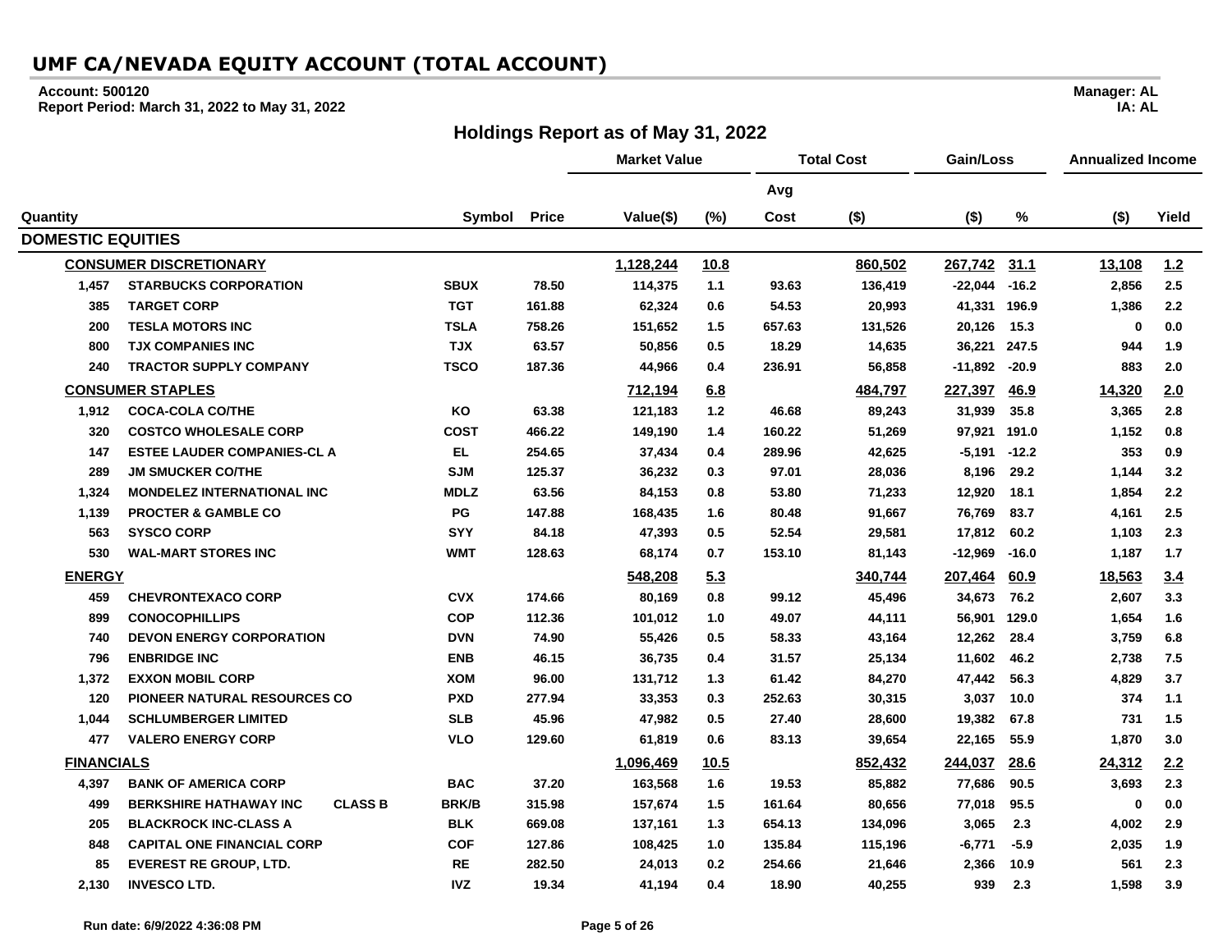# UMF CA/NEVADA EQUITY ACCOUNT (TOTAL ACCOUNT)

**Account: 500120**
**Report Period: March 31, 2022 to May 31, 2022**

**Manager: AL**
**IA: AL**

## Holdings Report as of May 31, 2022

| Quantity | | Symbol | Price | Market Value Value($) | Market Value (%) | Total Cost Avg Cost | Total Cost ($) | Gain/Loss ($) | Gain/Loss % | Annualized Income ($) | Annualized Income Yield |
|---|---|---|---|---|---|---|---|---|---|---|---|
| **DOMESTIC EQUITIES** | | | | | | | | | | | |
| **CONSUMER DISCRETIONARY** | | | | **1,128,244** | **10.8** | | **860,502** | **267,742** | **31.1** | **13,108** | **1.2** |
| 1,457 | STARBUCKS CORPORATION | SBUX | 78.50 | 114,375 | 1.1 | 93.63 | 136,419 | -22,044 | -16.2 | 2,856 | 2.5 |
| 385 | TARGET CORP | TGT | 161.88 | 62,324 | 0.6 | 54.53 | 20,993 | 41,331 | 196.9 | 1,386 | 2.2 |
| 200 | TESLA MOTORS INC | TSLA | 758.26 | 151,652 | 1.5 | 657.63 | 131,526 | 20,126 | 15.3 | 0 | 0.0 |
| 800 | TJX COMPANIES INC | TJX | 63.57 | 50,856 | 0.5 | 18.29 | 14,635 | 36,221 | 247.5 | 944 | 1.9 |
| 240 | TRACTOR SUPPLY COMPANY | TSCO | 187.36 | 44,966 | 0.4 | 236.91 | 56,858 | -11,892 | -20.9 | 883 | 2.0 |
| **CONSUMER STAPLES** | | | | **712,194** | **6.8** | | **484,797** | **227,397** | **46.9** | **14,320** | **2.0** |
| 1,912 | COCA-COLA CO/THE | KO | 63.38 | 121,183 | 1.2 | 46.68 | 89,243 | 31,939 | 35.8 | 3,365 | 2.8 |
| 320 | COSTCO WHOLESALE CORP | COST | 466.22 | 149,190 | 1.4 | 160.22 | 51,269 | 97,921 | 191.0 | 1,152 | 0.8 |
| 147 | ESTEE LAUDER COMPANIES-CL A | EL | 254.65 | 37,434 | 0.4 | 289.96 | 42,625 | -5,191 | -12.2 | 353 | 0.9 |
| 289 | JM SMUCKER CO/THE | SJM | 125.37 | 36,232 | 0.3 | 97.01 | 28,036 | 8,196 | 29.2 | 1,144 | 3.2 |
| 1,324 | MONDELEZ INTERNATIONAL INC | MDLZ | 63.56 | 84,153 | 0.8 | 53.80 | 71,233 | 12,920 | 18.1 | 1,854 | 2.2 |
| 1,139 | PROCTER & GAMBLE CO | PG | 147.88 | 168,435 | 1.6 | 80.48 | 91,667 | 76,769 | 83.7 | 4,161 | 2.5 |
| 563 | SYSCO CORP | SYY | 84.18 | 47,393 | 0.5 | 52.54 | 29,581 | 17,812 | 60.2 | 1,103 | 2.3 |
| 530 | WAL-MART STORES INC | WMT | 128.63 | 68,174 | 0.7 | 153.10 | 81,143 | -12,969 | -16.0 | 1,187 | 1.7 |
| **ENERGY** | | | | **548,208** | **5.3** | | **340,744** | **207,464** | **60.9** | **18,563** | **3.4** |
| 459 | CHEVRONTEXACO CORP | CVX | 174.66 | 80,169 | 0.8 | 99.12 | 45,496 | 34,673 | 76.2 | 2,607 | 3.3 |
| 899 | CONOCOPHILLIPS | COP | 112.36 | 101,012 | 1.0 | 49.07 | 44,111 | 56,901 | 129.0 | 1,654 | 1.6 |
| 740 | DEVON ENERGY CORPORATION | DVN | 74.90 | 55,426 | 0.5 | 58.33 | 43,164 | 12,262 | 28.4 | 3,759 | 6.8 |
| 796 | ENBRIDGE INC | ENB | 46.15 | 36,735 | 0.4 | 31.57 | 25,134 | 11,602 | 46.2 | 2,738 | 7.5 |
| 1,372 | EXXON MOBIL CORP | XOM | 96.00 | 131,712 | 1.3 | 61.42 | 84,270 | 47,442 | 56.3 | 4,829 | 3.7 |
| 120 | PIONEER NATURAL RESOURCES CO | PXD | 277.94 | 33,353 | 0.3 | 252.63 | 30,315 | 3,037 | 10.0 | 374 | 1.1 |
| 1,044 | SCHLUMBERGER LIMITED | SLB | 45.96 | 47,982 | 0.5 | 27.40 | 28,600 | 19,382 | 67.8 | 731 | 1.5 |
| 477 | VALERO ENERGY CORP | VLO | 129.60 | 61,819 | 0.6 | 83.13 | 39,654 | 22,165 | 55.9 | 1,870 | 3.0 |
| **FINANCIALS** | | | | **1,096,469** | **10.5** | | **852,432** | **244,037** | **28.6** | **24,312** | **2.2** |
| 4,397 | BANK OF AMERICA CORP | BAC | 37.20 | 163,568 | 1.6 | 19.53 | 85,882 | 77,686 | 90.5 | 3,693 | 2.3 |
| 499 | BERKSHIRE HATHAWAY INC CLASS B | BRK/B | 315.98 | 157,674 | 1.5 | 161.64 | 80,656 | 77,018 | 95.5 | 0 | 0.0 |
| 205 | BLACKROCK INC-CLASS A | BLK | 669.08 | 137,161 | 1.3 | 654.13 | 134,096 | 3,065 | 2.3 | 4,002 | 2.9 |
| 848 | CAPITAL ONE FINANCIAL CORP | COF | 127.86 | 108,425 | 1.0 | 135.84 | 115,196 | -6,771 | -5.9 | 2,035 | 1.9 |
| 85 | EVEREST RE GROUP, LTD. | RE | 282.50 | 24,013 | 0.2 | 254.66 | 21,646 | 2,366 | 10.9 | 561 | 2.3 |
| 2,130 | INVESCO LTD. | IVZ | 19.34 | 41,194 | 0.4 | 18.90 | 40,255 | 939 | 2.3 | 1,598 | 3.9 |

Run date: 6/9/2022 4:36:08 PM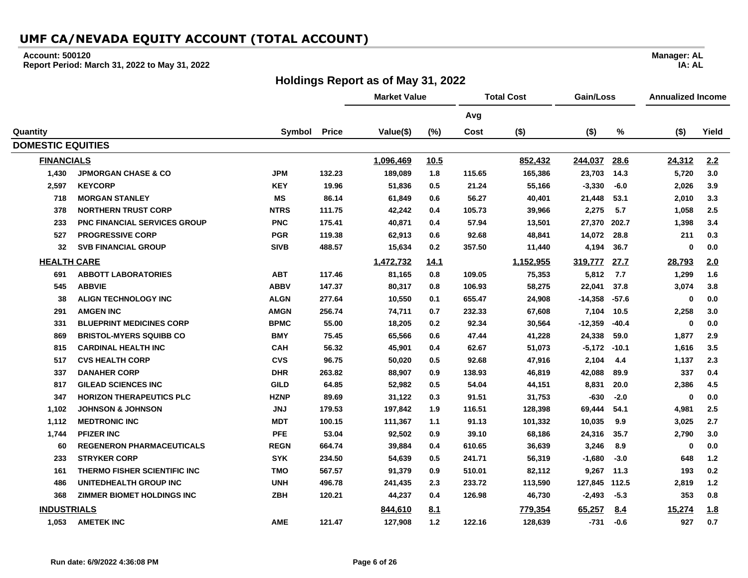# UMF CA/NEVADA EQUITY ACCOUNT (TOTAL ACCOUNT)

**Account: 500120**
**Report Period: March 31, 2022 to May 31, 2022**

**Manager: AL**
**IA: AL**

## Holdings Report as of May 31, 2022

| Quantity | | Symbol | Price | Market Value Value($) | Market Value (%) | Total Cost Avg Cost | Total Cost ($) | Gain/Loss ($) | Gain/Loss % | Annualized Income ($) | Annualized Income Yield |
|---|---|---|---|---|---|---|---|---|---|---|---|
| **DOMESTIC EQUITIES** | | | | | | | | | | | |
| **FINANCIALS** | | | | 1,096,469 | 10.5 | | 852,432 | 244,037 | 28.6 | 24,312 | 2.2 |
| 1,430 | JPMORGAN CHASE & CO | JPM | 132.23 | 189,089 | 1.8 | 115.65 | 165,386 | 23,703 | 14.3 | 5,720 | 3.0 |
| 2,597 | KEYCORP | KEY | 19.96 | 51,836 | 0.5 | 21.24 | 55,166 | -3,330 | -6.0 | 2,026 | 3.9 |
| 718 | MORGAN STANLEY | MS | 86.14 | 61,849 | 0.6 | 56.27 | 40,401 | 21,448 | 53.1 | 2,010 | 3.3 |
| 378 | NORTHERN TRUST CORP | NTRS | 111.75 | 42,242 | 0.4 | 105.73 | 39,966 | 2,275 | 5.7 | 1,058 | 2.5 |
| 233 | PNC FINANCIAL SERVICES GROUP | PNC | 175.41 | 40,871 | 0.4 | 57.94 | 13,501 | 27,370 | 202.7 | 1,398 | 3.4 |
| 527 | PROGRESSIVE CORP | PGR | 119.38 | 62,913 | 0.6 | 92.68 | 48,841 | 14,072 | 28.8 | 211 | 0.3 |
| 32 | SVB FINANCIAL GROUP | SIVB | 488.57 | 15,634 | 0.2 | 357.50 | 11,440 | 4,194 | 36.7 | 0 | 0.0 |
| **HEALTH CARE** | | | | 1,472,732 | 14.1 | | 1,152,955 | 319,777 | 27.7 | 28,793 | 2.0 |
| 691 | ABBOTT LABORATORIES | ABT | 117.46 | 81,165 | 0.8 | 109.05 | 75,353 | 5,812 | 7.7 | 1,299 | 1.6 |
| 545 | ABBVIE | ABBV | 147.37 | 80,317 | 0.8 | 106.93 | 58,275 | 22,041 | 37.8 | 3,074 | 3.8 |
| 38 | ALIGN TECHNOLOGY INC | ALGN | 277.64 | 10,550 | 0.1 | 655.47 | 24,908 | -14,358 | -57.6 | 0 | 0.0 |
| 291 | AMGEN INC | AMGN | 256.74 | 74,711 | 0.7 | 232.33 | 67,608 | 7,104 | 10.5 | 2,258 | 3.0 |
| 331 | BLUEPRINT MEDICINES CORP | BPMC | 55.00 | 18,205 | 0.2 | 92.34 | 30,564 | -12,359 | -40.4 | 0 | 0.0 |
| 869 | BRISTOL-MYERS SQUIBB CO | BMY | 75.45 | 65,566 | 0.6 | 47.44 | 41,228 | 24,338 | 59.0 | 1,877 | 2.9 |
| 815 | CARDINAL HEALTH INC | CAH | 56.32 | 45,901 | 0.4 | 62.67 | 51,073 | -5,172 | -10.1 | 1,616 | 3.5 |
| 517 | CVS HEALTH CORP | CVS | 96.75 | 50,020 | 0.5 | 92.68 | 47,916 | 2,104 | 4.4 | 1,137 | 2.3 |
| 337 | DANAHER CORP | DHR | 263.82 | 88,907 | 0.9 | 138.93 | 46,819 | 42,088 | 89.9 | 337 | 0.4 |
| 817 | GILEAD SCIENCES INC | GILD | 64.85 | 52,982 | 0.5 | 54.04 | 44,151 | 8,831 | 20.0 | 2,386 | 4.5 |
| 347 | HORIZON THERAPEUTICS PLC | HZNP | 89.69 | 31,122 | 0.3 | 91.51 | 31,753 | -630 | -2.0 | 0 | 0.0 |
| 1,102 | JOHNSON & JOHNSON | JNJ | 179.53 | 197,842 | 1.9 | 116.51 | 128,398 | 69,444 | 54.1 | 4,981 | 2.5 |
| 1,112 | MEDTRONIC INC | MDT | 100.15 | 111,367 | 1.1 | 91.13 | 101,332 | 10,035 | 9.9 | 3,025 | 2.7 |
| 1,744 | PFIZER INC | PFE | 53.04 | 92,502 | 0.9 | 39.10 | 68,186 | 24,316 | 35.7 | 2,790 | 3.0 |
| 60 | REGENERON PHARMACEUTICALS | REGN | 664.74 | 39,884 | 0.4 | 610.65 | 36,639 | 3,246 | 8.9 | 0 | 0.0 |
| 233 | STRYKER CORP | SYK | 234.50 | 54,639 | 0.5 | 241.71 | 56,319 | -1,680 | -3.0 | 648 | 1.2 |
| 161 | THERMO FISHER SCIENTIFIC INC | TMO | 567.57 | 91,379 | 0.9 | 510.01 | 82,112 | 9,267 | 11.3 | 193 | 0.2 |
| 486 | UNITEDHEALTH GROUP INC | UNH | 496.78 | 241,435 | 2.3 | 233.72 | 113,590 | 127,845 | 112.5 | 2,819 | 1.2 |
| 368 | ZIMMER BIOMET HOLDINGS INC | ZBH | 120.21 | 44,237 | 0.4 | 126.98 | 46,730 | -2,493 | -5.3 | 353 | 0.8 |
| **INDUSTRIALS** | | | | 844,610 | 8.1 | | 779,354 | 65,257 | 8.4 | 15,274 | 1.8 |
| 1,053 | AMETEK INC | AME | 121.47 | 127,908 | 1.2 | 122.16 | 128,639 | -731 | -0.6 | 927 | 0.7 |

**Run date: 6/9/2022 4:36:08 PM**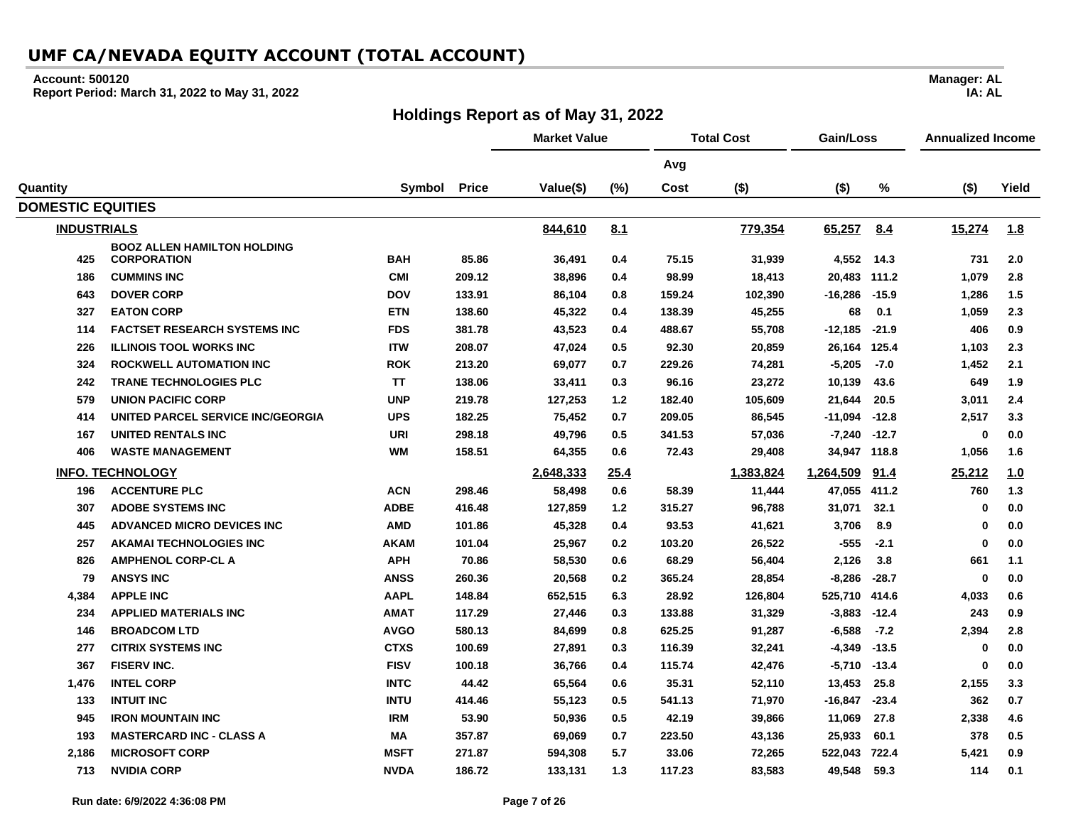# UMF CA/NEVADA EQUITY ACCOUNT (TOTAL ACCOUNT)

**Account: 500120**
**Report Period: March 31, 2022 to May 31, 2022**

**Manager: AL**
**IA: AL**

## Holdings Report as of May 31, 2022

| | | | | Market Value | | Total Cost | | Gain/Loss | | Annualized Income | |
|---|---|---|---|---|---|---|---|---|---|---|---|
| | | | | | | Avg | | | | | |
| Quantity | | Symbol | Price | Value($) | (%) | Cost | ($) | ($) | % | ($) | Yield |
| **DOMESTIC EQUITIES** | | | | | | | | | | | |
| **INDUSTRIALS** | | | | **844,610** | **8.1** | | **779,354** | **65,257** | **8.4** | **15,274** | **1.8** |
| 425 | BOOZ ALLEN HAMILTON HOLDING CORPORATION | BAH | 85.86 | 36,491 | 0.4 | 75.15 | 31,939 | 4,552 | 14.3 | 731 | 2.0 |
| 186 | CUMMINS INC | CMI | 209.12 | 38,896 | 0.4 | 98.99 | 18,413 | 20,483 | 111.2 | 1,079 | 2.8 |
| 643 | DOVER CORP | DOV | 133.91 | 86,104 | 0.8 | 159.24 | 102,390 | -16,286 | -15.9 | 1,286 | 1.5 |
| 327 | EATON CORP | ETN | 138.60 | 45,322 | 0.4 | 138.39 | 45,255 | 68 | 0.1 | 1,059 | 2.3 |
| 114 | FACTSET RESEARCH SYSTEMS INC | FDS | 381.78 | 43,523 | 0.4 | 488.67 | 55,708 | -12,185 | -21.9 | 406 | 0.9 |
| 226 | ILLINOIS TOOL WORKS INC | ITW | 208.07 | 47,024 | 0.5 | 92.30 | 20,859 | 26,164 | 125.4 | 1,103 | 2.3 |
| 324 | ROCKWELL AUTOMATION INC | ROK | 213.20 | 69,077 | 0.7 | 229.26 | 74,281 | -5,205 | -7.0 | 1,452 | 2.1 |
| 242 | TRANE TECHNOLOGIES PLC | TT | 138.06 | 33,411 | 0.3 | 96.16 | 23,272 | 10,139 | 43.6 | 649 | 1.9 |
| 579 | UNION PACIFIC CORP | UNP | 219.78 | 127,253 | 1.2 | 182.40 | 105,609 | 21,644 | 20.5 | 3,011 | 2.4 |
| 414 | UNITED PARCEL SERVICE INC/GEORGIA | UPS | 182.25 | 75,452 | 0.7 | 209.05 | 86,545 | -11,094 | -12.8 | 2,517 | 3.3 |
| 167 | UNITED RENTALS INC | URI | 298.18 | 49,796 | 0.5 | 341.53 | 57,036 | -7,240 | -12.7 | 0 | 0.0 |
| 406 | WASTE MANAGEMENT | WM | 158.51 | 64,355 | 0.6 | 72.43 | 29,408 | 34,947 | 118.8 | 1,056 | 1.6 |
| **INFO. TECHNOLOGY** | | | | **2,648,333** | **25.4** | | **1,383,824** | **1,264,509** | **91.4** | **25,212** | **1.0** |
| 196 | ACCENTURE PLC | ACN | 298.46 | 58,498 | 0.6 | 58.39 | 11,444 | 47,055 | 411.2 | 760 | 1.3 |
| 307 | ADOBE SYSTEMS INC | ADBE | 416.48 | 127,859 | 1.2 | 315.27 | 96,788 | 31,071 | 32.1 | 0 | 0.0 |
| 445 | ADVANCED MICRO DEVICES INC | AMD | 101.86 | 45,328 | 0.4 | 93.53 | 41,621 | 3,706 | 8.9 | 0 | 0.0 |
| 257 | AKAMAI TECHNOLOGIES INC | AKAM | 101.04 | 25,967 | 0.2 | 103.20 | 26,522 | -555 | -2.1 | 0 | 0.0 |
| 826 | AMPHENOL CORP-CL A | APH | 70.86 | 58,530 | 0.6 | 68.29 | 56,404 | 2,126 | 3.8 | 661 | 1.1 |
| 79 | ANSYS INC | ANSS | 260.36 | 20,568 | 0.2 | 365.24 | 28,854 | -8,286 | -28.7 | 0 | 0.0 |
| 4,384 | APPLE INC | AAPL | 148.84 | 652,515 | 6.3 | 28.92 | 126,804 | 525,710 | 414.6 | 4,033 | 0.6 |
| 234 | APPLIED MATERIALS INC | AMAT | 117.29 | 27,446 | 0.3 | 133.88 | 31,329 | -3,883 | -12.4 | 243 | 0.9 |
| 146 | BROADCOM LTD | AVGO | 580.13 | 84,699 | 0.8 | 625.25 | 91,287 | -6,588 | -7.2 | 2,394 | 2.8 |
| 277 | CITRIX SYSTEMS INC | CTXS | 100.69 | 27,891 | 0.3 | 116.39 | 32,241 | -4,349 | -13.5 | 0 | 0.0 |
| 367 | FISERV INC. | FISV | 100.18 | 36,766 | 0.4 | 115.74 | 42,476 | -5,710 | -13.4 | 0 | 0.0 |
| 1,476 | INTEL CORP | INTC | 44.42 | 65,564 | 0.6 | 35.31 | 52,110 | 13,453 | 25.8 | 2,155 | 3.3 |
| 133 | INTUIT INC | INTU | 414.46 | 55,123 | 0.5 | 541.13 | 71,970 | -16,847 | -23.4 | 362 | 0.7 |
| 945 | IRON MOUNTAIN INC | IRM | 53.90 | 50,936 | 0.5 | 42.19 | 39,866 | 11,069 | 27.8 | 2,338 | 4.6 |
| 193 | MASTERCARD INC - CLASS A | MA | 357.87 | 69,069 | 0.7 | 223.50 | 43,136 | 25,933 | 60.1 | 378 | 0.5 |
| 2,186 | MICROSOFT CORP | MSFT | 271.87 | 594,308 | 5.7 | 33.06 | 72,265 | 522,043 | 722.4 | 5,421 | 0.9 |
| 713 | NVIDIA CORP | NVDA | 186.72 | 133,131 | 1.3 | 117.23 | 83,583 | 49,548 | 59.3 | 114 | 0.1 |

**Run date: 6/9/2022 4:36:08 PM**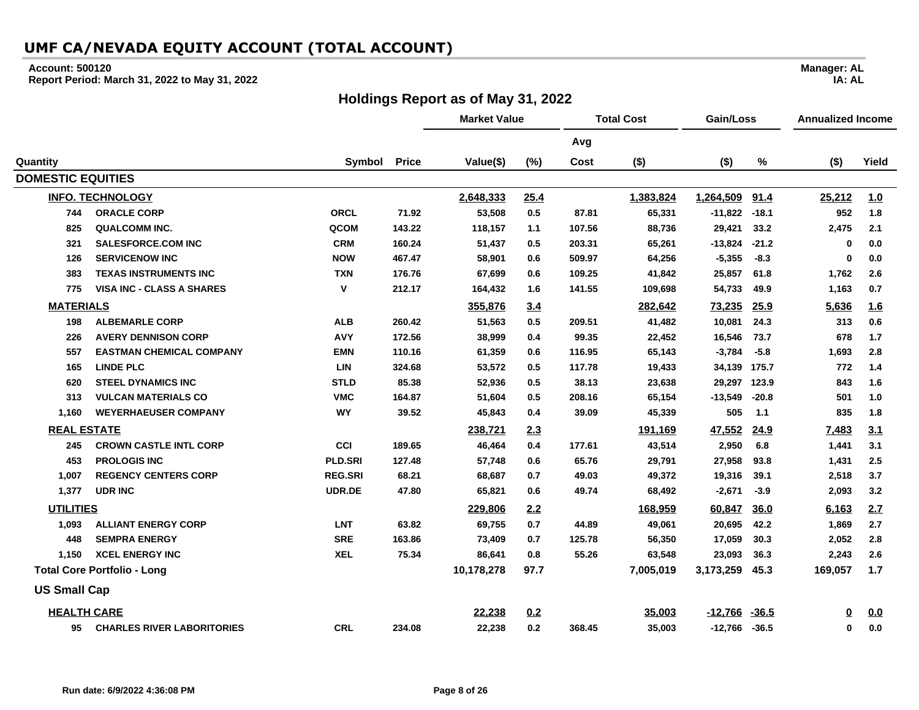# UMF CA/NEVADA EQUITY ACCOUNT (TOTAL ACCOUNT)

**Account: 500120**
**Report Period: March 31, 2022 to May 31, 2022**

**Manager: AL**
**IA: AL**

## Holdings Report as of May 31, 2022

| Quantity | | Symbol | Price | Market Value | | Total Cost | | Gain/Loss | | Annualized Income | |
|---|---|---|---|---|---|---|---|---|---|---|---|
| | | | | Value($) | (%) | Avg Cost | ($) | ($) | % | ($) | Yield |
| **DOMESTIC EQUITIES** | | | | | | | | | | | |
| **INFO. TECHNOLOGY** | | | | **2,648,333** | **25.4** | | **1,383,824** | **1,264,509** | **91.4** | **25,212** | **1.0** |
| 744 | ORACLE CORP | ORCL | 71.92 | 53,508 | 0.5 | 87.81 | 65,331 | -11,822 | -18.1 | 952 | 1.8 |
| 825 | QUALCOMM INC. | QCOM | 143.22 | 118,157 | 1.1 | 107.56 | 88,736 | 29,421 | 33.2 | 2,475 | 2.1 |
| 321 | SALESFORCE.COM INC | CRM | 160.24 | 51,437 | 0.5 | 203.31 | 65,261 | -13,824 | -21.2 | 0 | 0.0 |
| 126 | SERVICENOW INC | NOW | 467.47 | 58,901 | 0.6 | 509.97 | 64,256 | -5,355 | -8.3 | 0 | 0.0 |
| 383 | TEXAS INSTRUMENTS INC | TXN | 176.76 | 67,699 | 0.6 | 109.25 | 41,842 | 25,857 | 61.8 | 1,762 | 2.6 |
| 775 | VISA INC - CLASS A SHARES | V | 212.17 | 164,432 | 1.6 | 141.55 | 109,698 | 54,733 | 49.9 | 1,163 | 0.7 |
| **MATERIALS** | | | | **355,876** | **3.4** | | **282,642** | **73,235** | **25.9** | **5,636** | **1.6** |
| 198 | ALBEMARLE CORP | ALB | 260.42 | 51,563 | 0.5 | 209.51 | 41,482 | 10,081 | 24.3 | 313 | 0.6 |
| 226 | AVERY DENNISON CORP | AVY | 172.56 | 38,999 | 0.4 | 99.35 | 22,452 | 16,546 | 73.7 | 678 | 1.7 |
| 557 | EASTMAN CHEMICAL COMPANY | EMN | 110.16 | 61,359 | 0.6 | 116.95 | 65,143 | -3,784 | -5.8 | 1,693 | 2.8 |
| 165 | LINDE PLC | LIN | 324.68 | 53,572 | 0.5 | 117.78 | 19,433 | 34,139 | 175.7 | 772 | 1.4 |
| 620 | STEEL DYNAMICS INC | STLD | 85.38 | 52,936 | 0.5 | 38.13 | 23,638 | 29,297 | 123.9 | 843 | 1.6 |
| 313 | VULCAN MATERIALS CO | VMC | 164.87 | 51,604 | 0.5 | 208.16 | 65,154 | -13,549 | -20.8 | 501 | 1.0 |
| 1,160 | WEYERHAEUSER COMPANY | WY | 39.52 | 45,843 | 0.4 | 39.09 | 45,339 | 505 | 1.1 | 835 | 1.8 |
| **REAL ESTATE** | | | | **238,721** | **2.3** | | **191,169** | **47,552** | **24.9** | **7,483** | **3.1** |
| 245 | CROWN CASTLE INTL CORP | CCI | 189.65 | 46,464 | 0.4 | 177.61 | 43,514 | 2,950 | 6.8 | 1,441 | 3.1 |
| 453 | PROLOGIS INC | PLD.SRI | 127.48 | 57,748 | 0.6 | 65.76 | 29,791 | 27,958 | 93.8 | 1,431 | 2.5 |
| 1,007 | REGENCY CENTERS CORP | REG.SRI | 68.21 | 68,687 | 0.7 | 49.03 | 49,372 | 19,316 | 39.1 | 2,518 | 3.7 |
| 1,377 | UDR INC | UDR.DE | 47.80 | 65,821 | 0.6 | 49.74 | 68,492 | -2,671 | -3.9 | 2,093 | 3.2 |
| **UTILITIES** | | | | **229,806** | **2.2** | | **168,959** | **60,847** | **36.0** | **6,163** | **2.7** |
| 1,093 | ALLIANT ENERGY CORP | LNT | 63.82 | 69,755 | 0.7 | 44.89 | 49,061 | 20,695 | 42.2 | 1,869 | 2.7 |
| 448 | SEMPRA ENERGY | SRE | 163.86 | 73,409 | 0.7 | 125.78 | 56,350 | 17,059 | 30.3 | 2,052 | 2.8 |
| 1,150 | XCEL ENERGY INC | XEL | 75.34 | 86,641 | 0.8 | 55.26 | 63,548 | 23,093 | 36.3 | 2,243 | 2.6 |
| **Total Core Portfolio - Long** | | | | **10,178,278** | **97.7** | | **7,005,019** | **3,173,259** | **45.3** | **169,057** | **1.7** |
| **US Small Cap** | | | | | | | | | | | |
| **HEALTH CARE** | | | | **22,238** | **0.2** | | **35,003** | **-12,766** | **-36.5** | **0** | **0.0** |
| 95 | CHARLES RIVER LABORITORIES | CRL | 234.08 | 22,238 | 0.2 | 368.45 | 35,003 | -12,766 | -36.5 | 0 | 0.0 |

Run date: 6/9/2022 4:36:08 PM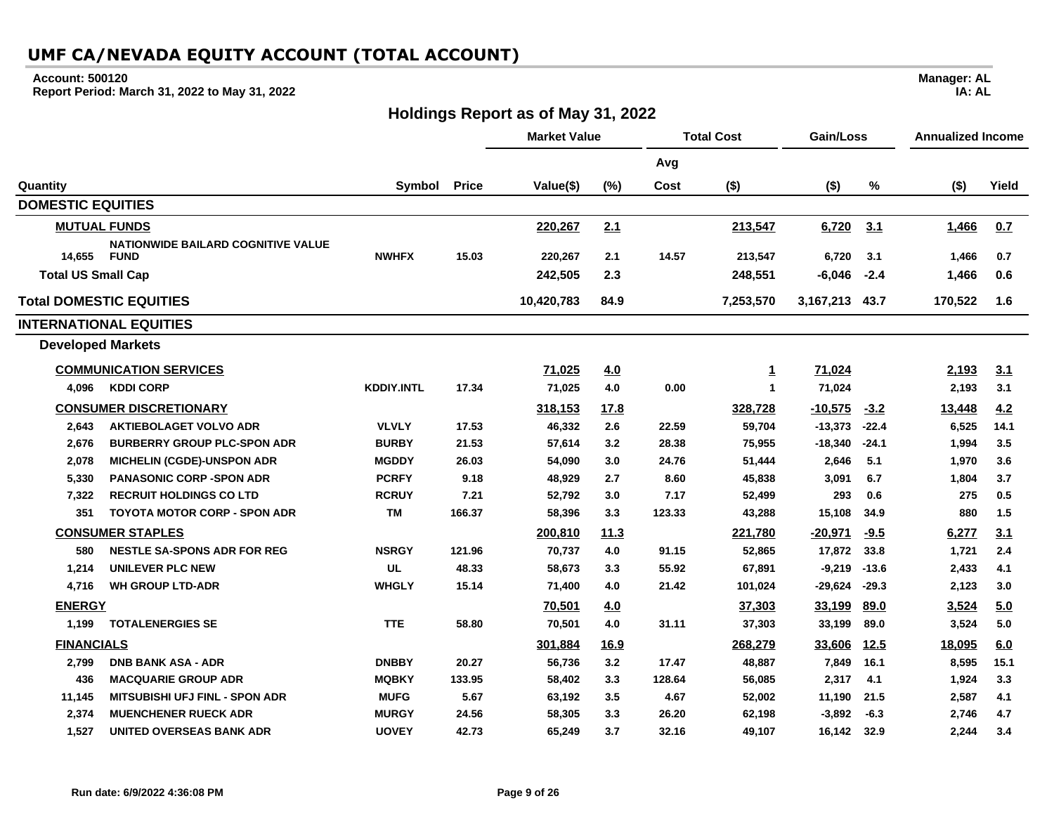# UMF CA/NEVADA EQUITY ACCOUNT (TOTAL ACCOUNT)

**Account: 500120**
**Report Period: March 31, 2022 to May 31, 2022**

**Manager: AL**
**IA: AL**

## Holdings Report as of May 31, 2022

| | | | | Market Value | | Total Cost | | Gain/Loss | | Annualized Income | |
|---|---|---|---|---|---|---|---|---|---|---|---|
| | | | | | | Avg | | | | | |
| Quantity | | Symbol | Price | Value($) | (%) | Cost | ($) | ($) | % | ($) | Yield |
| **DOMESTIC EQUITIES** | | | | | | | | | | | |
| **MUTUAL FUNDS** | | | | **220,267** | **2.1** | | **213,547** | **6,720** | **3.1** | **1,466** | **0.7** |
| 14,655 | NATIONWIDE BAILARD COGNITIVE VALUE FUND | NWHFX | 15.03 | 220,267 | 2.1 | 14.57 | 213,547 | 6,720 | 3.1 | 1,466 | 0.7 |
| **Total US Small Cap** | | | | **242,505** | **2.3** | | **248,551** | **-6,046** | **-2.4** | **1,466** | **0.6** |
| **Total DOMESTIC EQUITIES** | | | | **10,420,783** | **84.9** | | **7,253,570** | **3,167,213** | **43.7** | **170,522** | **1.6** |
| **INTERNATIONAL EQUITIES** | | | | | | | | | | | |
| **Developed Markets** | | | | | | | | | | | |
| **COMMUNICATION SERVICES** | | | | **71,025** | **4.0** | | **1** | **71,024** | | **2,193** | **3.1** |
| 4,096 | KDDI CORP | KDDIY.INTL | 17.34 | 71,025 | 4.0 | 0.00 | 1 | 71,024 | | 2,193 | 3.1 |
| **CONSUMER DISCRETIONARY** | | | | **318,153** | **17.8** | | **328,728** | **-10,575** | **-3.2** | **13,448** | **4.2** |
| 2,643 | AKTIEBOLAGET VOLVO ADR | VLVLY | 17.53 | 46,332 | 2.6 | 22.59 | 59,704 | -13,373 | -22.4 | 6,525 | 14.1 |
| 2,676 | BURBERRY GROUP PLC-SPON ADR | BURBY | 21.53 | 57,614 | 3.2 | 28.38 | 75,955 | -18,340 | -24.1 | 1,994 | 3.5 |
| 2,078 | MICHELIN (CGDE)-UNSPON ADR | MGDDY | 26.03 | 54,090 | 3.0 | 24.76 | 51,444 | 2,646 | 5.1 | 1,970 | 3.6 |
| 5,330 | PANASONIC CORP -SPON ADR | PCRFY | 9.18 | 48,929 | 2.7 | 8.60 | 45,838 | 3,091 | 6.7 | 1,804 | 3.7 |
| 7,322 | RECRUIT HOLDINGS CO LTD | RCRUY | 7.21 | 52,792 | 3.0 | 7.17 | 52,499 | 293 | 0.6 | 275 | 0.5 |
| 351 | TOYOTA MOTOR CORP - SPON ADR | TM | 166.37 | 58,396 | 3.3 | 123.33 | 43,288 | 15,108 | 34.9 | 880 | 1.5 |
| **CONSUMER STAPLES** | | | | **200,810** | **11.3** | | **221,780** | **-20,971** | **-9.5** | **6,277** | **3.1** |
| 580 | NESTLE SA-SPONS ADR FOR REG | NSRGY | 121.96 | 70,737 | 4.0 | 91.15 | 52,865 | 17,872 | 33.8 | 1,721 | 2.4 |
| 1,214 | UNILEVER PLC NEW | UL | 48.33 | 58,673 | 3.3 | 55.92 | 67,891 | -9,219 | -13.6 | 2,433 | 4.1 |
| 4,716 | WH GROUP LTD-ADR | WHGLY | 15.14 | 71,400 | 4.0 | 21.42 | 101,024 | -29,624 | -29.3 | 2,123 | 3.0 |
| **ENERGY** | | | | **70,501** | **4.0** | | **37,303** | **33,199** | **89.0** | **3,524** | **5.0** |
| 1,199 | TOTALENERGIES SE | TTE | 58.80 | 70,501 | 4.0 | 31.11 | 37,303 | 33,199 | 89.0 | 3,524 | 5.0 |
| **FINANCIALS** | | | | **301,884** | **16.9** | | **268,279** | **33,606** | **12.5** | **18,095** | **6.0** |
| 2,799 | DNB BANK ASA - ADR | DNBBY | 20.27 | 56,736 | 3.2 | 17.47 | 48,887 | 7,849 | 16.1 | 8,595 | 15.1 |
| 436 | MACQUARIE GROUP ADR | MQBKY | 133.95 | 58,402 | 3.3 | 128.64 | 56,085 | 2,317 | 4.1 | 1,924 | 3.3 |
| 11,145 | MITSUBISHI UFJ FINL - SPON ADR | MUFG | 5.67 | 63,192 | 3.5 | 4.67 | 52,002 | 11,190 | 21.5 | 2,587 | 4.1 |
| 2,374 | MUENCHENER RUECK ADR | MURGY | 24.56 | 58,305 | 3.3 | 26.20 | 62,198 | -3,892 | -6.3 | 2,746 | 4.7 |
| 1,527 | UNITED OVERSEAS BANK ADR | UOVEY | 42.73 | 65,249 | 3.7 | 32.16 | 49,107 | 16,142 | 32.9 | 2,244 | 3.4 |

Run date: 6/9/2022 4:36:08 PM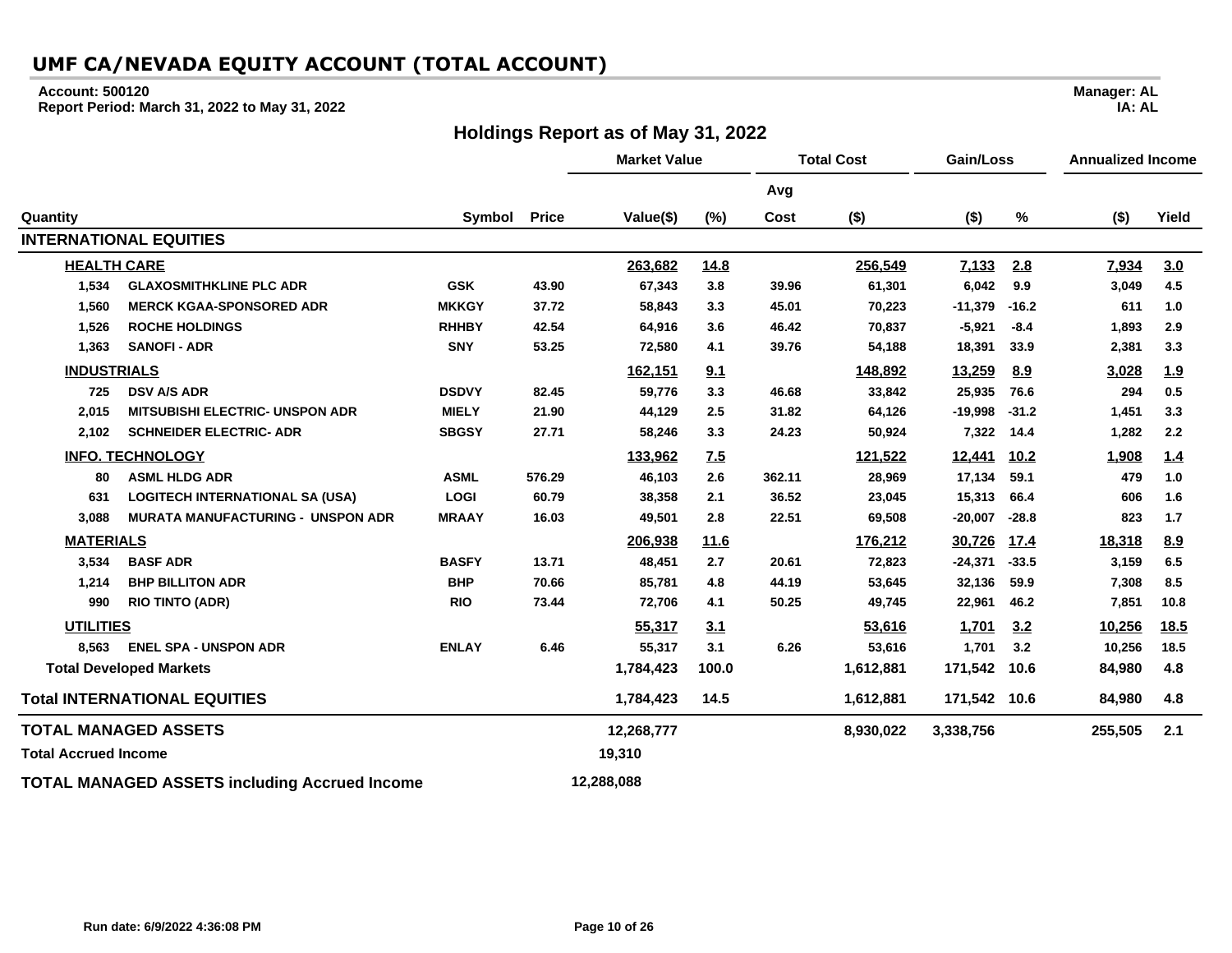# UMF CA/NEVADA EQUITY ACCOUNT (TOTAL ACCOUNT)

**Account: 500120**
**Report Period: March 31, 2022 to May 31, 2022**

**Manager: AL**
**IA: AL**

## Holdings Report as of May 31, 2022

| Quantity | | Symbol | Price | Market Value | | Total Cost | | Gain/Loss | | Annualized Income | |
|---|---|---|---|---|---|---|---|---|---|---|---|
| | | | | | | Avg | | | | | |
| | | | | Value($) | (%) | Cost | ($) | ($) | % | ($) | Yield |
| **INTERNATIONAL EQUITIES** | | | | | | | | | | | |
| **HEALTH CARE** | | | | 263,682 | 14.8 | | 256,549 | 7,133 | 2.8 | 7,934 | 3.0 |
| 1,534 | GLAXOSMITHKLINE PLC ADR | GSK | 43.90 | 67,343 | 3.8 | 39.96 | 61,301 | 6,042 | 9.9 | 3,049 | 4.5 |
| 1,560 | MERCK KGAA-SPONSORED ADR | MKKGY | 37.72 | 58,843 | 3.3 | 45.01 | 70,223 | -11,379 | -16.2 | 611 | 1.0 |
| 1,526 | ROCHE HOLDINGS | RHHBY | 42.54 | 64,916 | 3.6 | 46.42 | 70,837 | -5,921 | -8.4 | 1,893 | 2.9 |
| 1,363 | SANOFI - ADR | SNY | 53.25 | 72,580 | 4.1 | 39.76 | 54,188 | 18,391 | 33.9 | 2,381 | 3.3 |
| **INDUSTRIALS** | | | | 162,151 | 9.1 | | 148,892 | 13,259 | 8.9 | 3,028 | 1.9 |
| 725 | DSV A/S ADR | DSDVY | 82.45 | 59,776 | 3.3 | 46.68 | 33,842 | 25,935 | 76.6 | 294 | 0.5 |
| 2,015 | MITSUBISHI ELECTRIC- UNSPON ADR | MIELY | 21.90 | 44,129 | 2.5 | 31.82 | 64,126 | -19,998 | -31.2 | 1,451 | 3.3 |
| 2,102 | SCHNEIDER ELECTRIC- ADR | SBGSY | 27.71 | 58,246 | 3.3 | 24.23 | 50,924 | 7,322 | 14.4 | 1,282 | 2.2 |
| **INFO. TECHNOLOGY** | | | | 133,962 | 7.5 | | 121,522 | 12,441 | 10.2 | 1,908 | 1.4 |
| 80 | ASML HLDG ADR | ASML | 576.29 | 46,103 | 2.6 | 362.11 | 28,969 | 17,134 | 59.1 | 479 | 1.0 |
| 631 | LOGITECH INTERNATIONAL SA (USA) | LOGI | 60.79 | 38,358 | 2.1 | 36.52 | 23,045 | 15,313 | 66.4 | 606 | 1.6 |
| 3,088 | MURATA MANUFACTURING - UNSPON ADR | MRAAY | 16.03 | 49,501 | 2.8 | 22.51 | 69,508 | -20,007 | -28.8 | 823 | 1.7 |
| **MATERIALS** | | | | 206,938 | 11.6 | | 176,212 | 30,726 | 17.4 | 18,318 | 8.9 |
| 3,534 | BASF ADR | BASFY | 13.71 | 48,451 | 2.7 | 20.61 | 72,823 | -24,371 | -33.5 | 3,159 | 6.5 |
| 1,214 | BHP BILLITON ADR | BHP | 70.66 | 85,781 | 4.8 | 44.19 | 53,645 | 32,136 | 59.9 | 7,308 | 8.5 |
| 990 | RIO TINTO (ADR) | RIO | 73.44 | 72,706 | 4.1 | 50.25 | 49,745 | 22,961 | 46.2 | 7,851 | 10.8 |
| **UTILITIES** | | | | 55,317 | 3.1 | | 53,616 | 1,701 | 3.2 | 10,256 | 18.5 |
| 8,563 | ENEL SPA - UNSPON ADR | ENLAY | 6.46 | 55,317 | 3.1 | 6.26 | 53,616 | 1,701 | 3.2 | 10,256 | 18.5 |
| **Total Developed Markets** | | | | 1,784,423 | 100.0 | | 1,612,881 | 171,542 | 10.6 | 84,980 | 4.8 |
| **Total INTERNATIONAL EQUITIES** | | | | 1,784,423 | 14.5 | | 1,612,881 | 171,542 | 10.6 | 84,980 | 4.8 |
| **TOTAL MANAGED ASSETS** | | | | 12,268,777 | | | 8,930,022 | 3,338,756 | | 255,505 | 2.1 |
| **Total Accrued Income** | | | | 19,310 | | | | | | | |
| **TOTAL MANAGED ASSETS including Accrued Income** | | | | 12,288,088 | | | | | | | |

Run date: 6/9/2022 4:36:08 PM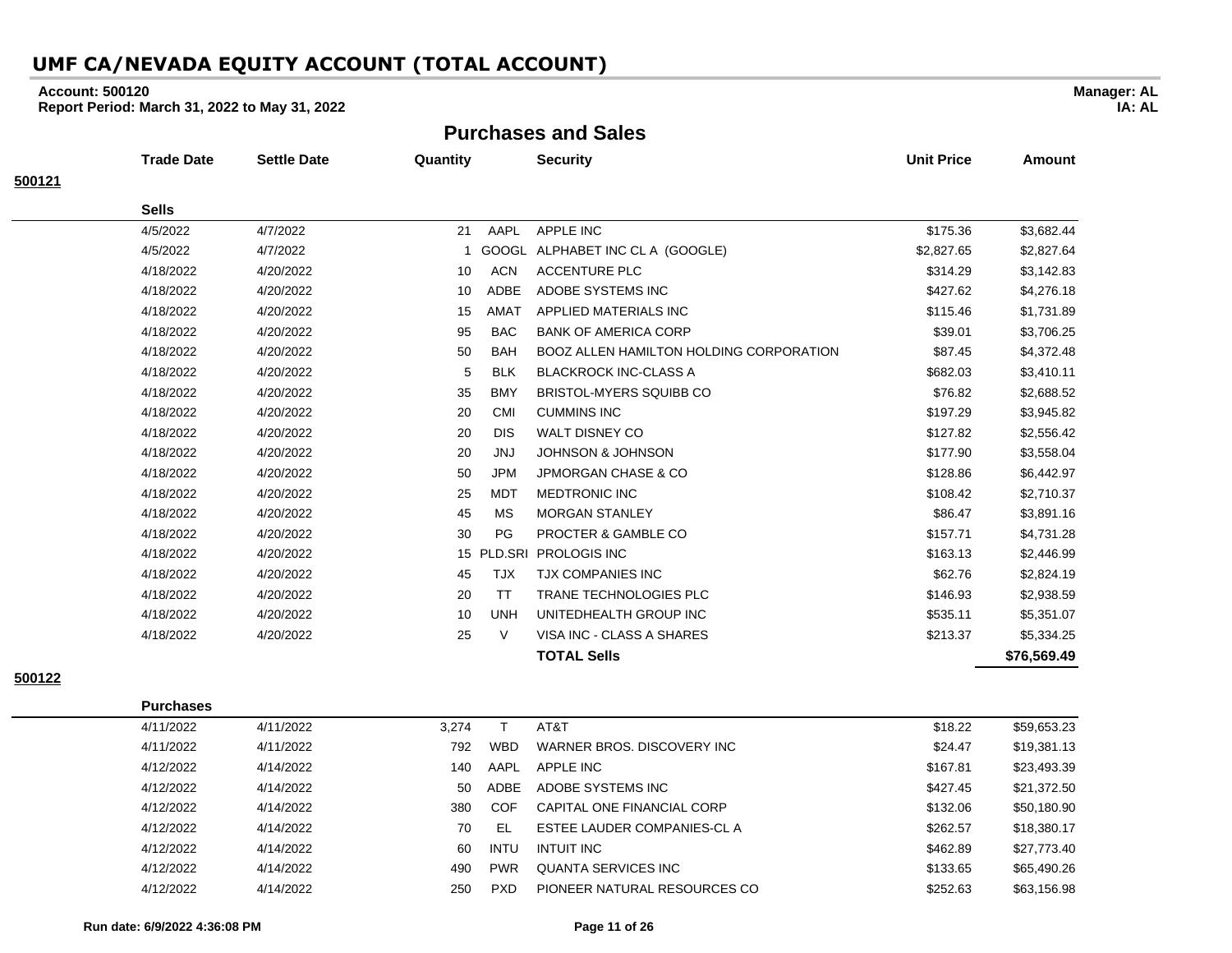# UMF CA/NEVADA EQUITY ACCOUNT (TOTAL ACCOUNT)

**Account: 500120** **Manager: AL**
**Report Period: March 31, 2022 to May 31, 2022** **IA: AL**

## Purchases and Sales

**500121**

| Trade Date | Settle Date | Quantity | | Security | Unit Price | Amount |
|---|---|---|---|---|---|---|
| **Sells** | | | | | | |
| 4/5/2022 | 4/7/2022 | 21 | AAPL | APPLE INC | $175.36 | $3,682.44 |
| 4/5/2022 | 4/7/2022 | 1 | GOOGL | ALPHABET INC CL A (GOOGLE) | $2,827.65 | $2,827.64 |
| 4/18/2022 | 4/20/2022 | 10 | ACN | ACCENTURE PLC | $314.29 | $3,142.83 |
| 4/18/2022 | 4/20/2022 | 10 | ADBE | ADOBE SYSTEMS INC | $427.62 | $4,276.18 |
| 4/18/2022 | 4/20/2022 | 15 | AMAT | APPLIED MATERIALS INC | $115.46 | $1,731.89 |
| 4/18/2022 | 4/20/2022 | 95 | BAC | BANK OF AMERICA CORP | $39.01 | $3,706.25 |
| 4/18/2022 | 4/20/2022 | 50 | BAH | BOOZ ALLEN HAMILTON HOLDING CORPORATION | $87.45 | $4,372.48 |
| 4/18/2022 | 4/20/2022 | 5 | BLK | BLACKROCK INC-CLASS A | $682.03 | $3,410.11 |
| 4/18/2022 | 4/20/2022 | 35 | BMY | BRISTOL-MYERS SQUIBB CO | $76.82 | $2,688.52 |
| 4/18/2022 | 4/20/2022 | 20 | CMI | CUMMINS INC | $197.29 | $3,945.82 |
| 4/18/2022 | 4/20/2022 | 20 | DIS | WALT DISNEY CO | $127.82 | $2,556.42 |
| 4/18/2022 | 4/20/2022 | 20 | JNJ | JOHNSON & JOHNSON | $177.90 | $3,558.04 |
| 4/18/2022 | 4/20/2022 | 50 | JPM | JPMORGAN CHASE & CO | $128.86 | $6,442.97 |
| 4/18/2022 | 4/20/2022 | 25 | MDT | MEDTRONIC INC | $108.42 | $2,710.37 |
| 4/18/2022 | 4/20/2022 | 45 | MS | MORGAN STANLEY | $86.47 | $3,891.16 |
| 4/18/2022 | 4/20/2022 | 30 | PG | PROCTER & GAMBLE CO | $157.71 | $4,731.28 |
| 4/18/2022 | 4/20/2022 | 15 | PLD.SRI | PROLOGIS INC | $163.13 | $2,446.99 |
| 4/18/2022 | 4/20/2022 | 45 | TJX | TJX COMPANIES INC | $62.76 | $2,824.19 |
| 4/18/2022 | 4/20/2022 | 20 | TT | TRANE TECHNOLOGIES PLC | $146.93 | $2,938.59 |
| 4/18/2022 | 4/20/2022 | 10 | UNH | UNITEDHEALTH GROUP INC | $535.11 | $5,351.07 |
| 4/18/2022 | 4/20/2022 | 25 | V | VISA INC - CLASS A SHARES | $213.37 | $5,334.25 |
| | | | | **TOTAL Sells** | | **$76,569.49** |

**500122**

| Trade Date | Settle Date | Quantity | | Security | Unit Price | Amount |
|---|---|---|---|---|---|---|
| **Purchases** | | | | | | |
| 4/11/2022 | 4/11/2022 | 3,274 | T | AT&T | $18.22 | $59,653.23 |
| 4/11/2022 | 4/11/2022 | 792 | WBD | WARNER BROS. DISCOVERY INC | $24.47 | $19,381.13 |
| 4/12/2022 | 4/14/2022 | 140 | AAPL | APPLE INC | $167.81 | $23,493.39 |
| 4/12/2022 | 4/14/2022 | 50 | ADBE | ADOBE SYSTEMS INC | $427.45 | $21,372.50 |
| 4/12/2022 | 4/14/2022 | 380 | COF | CAPITAL ONE FINANCIAL CORP | $132.06 | $50,180.90 |
| 4/12/2022 | 4/14/2022 | 70 | EL | ESTEE LAUDER COMPANIES-CL A | $262.57 | $18,380.17 |
| 4/12/2022 | 4/14/2022 | 60 | INTU | INTUIT INC | $462.89 | $27,773.40 |
| 4/12/2022 | 4/14/2022 | 490 | PWR | QUANTA SERVICES INC | $133.65 | $65,490.26 |
| 4/12/2022 | 4/14/2022 | 250 | PXD | PIONEER NATURAL RESOURCES CO | $252.63 | $63,156.98 |

**Run date: 6/9/2022 4:36:08 PM**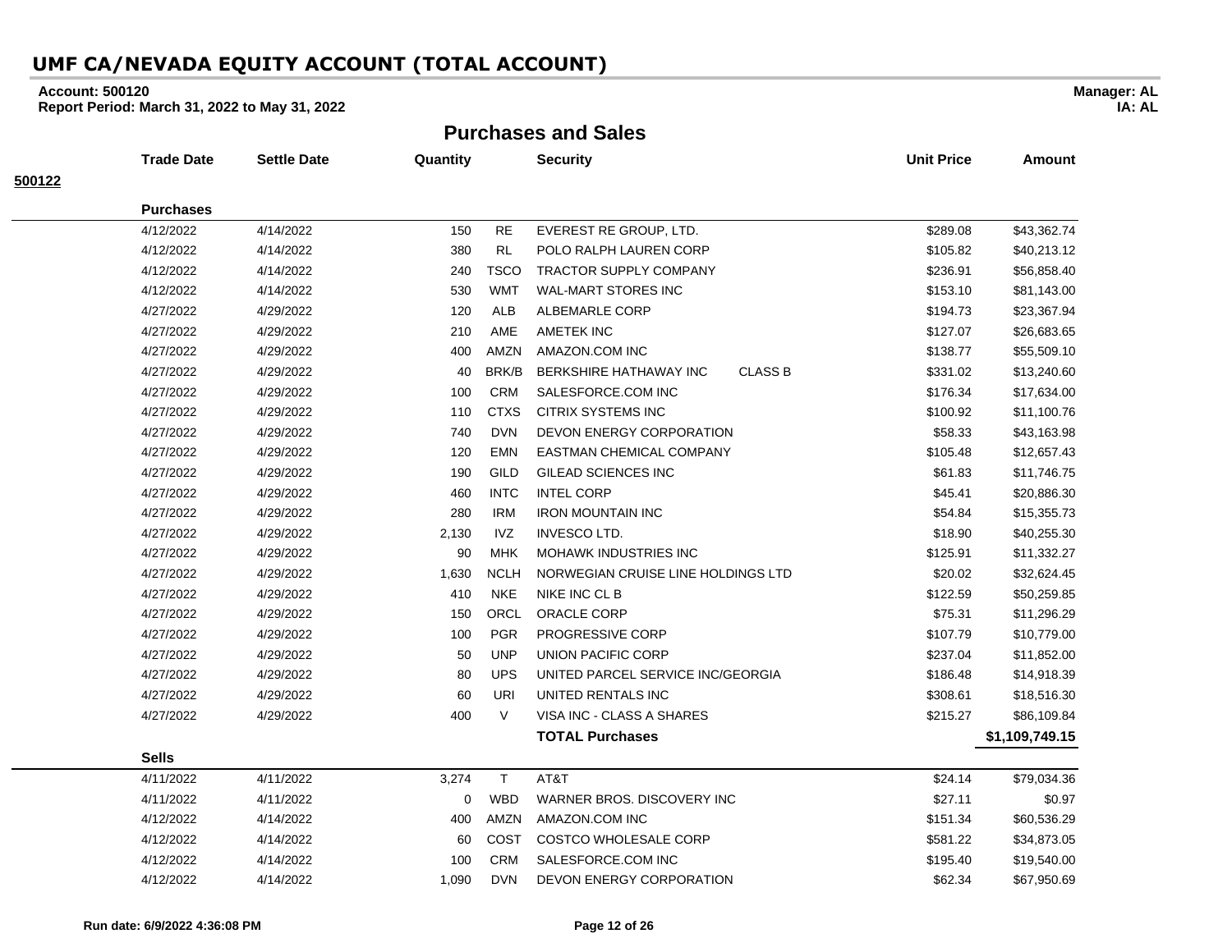# UMF CA/NEVADA EQUITY ACCOUNT (TOTAL ACCOUNT)

**Account: 500120**
**Report Period: March 31, 2022 to May 31, 2022**

**Manager: AL**
**IA: AL**

## Purchases and Sales

**500122**

| Trade Date | Settle Date | Quantity | | Security | Unit Price | Amount |
|---|---|---|---|---|---|---|
| **Purchases** | | | | | | |
| 4/12/2022 | 4/14/2022 | 150 | RE | EVEREST RE GROUP, LTD. | $289.08 | $43,362.74 |
| 4/12/2022 | 4/14/2022 | 380 | RL | POLO RALPH LAUREN CORP | $105.82 | $40,213.12 |
| 4/12/2022 | 4/14/2022 | 240 | TSCO | TRACTOR SUPPLY COMPANY | $236.91 | $56,858.40 |
| 4/12/2022 | 4/14/2022 | 530 | WMT | WAL-MART STORES INC | $153.10 | $81,143.00 |
| 4/27/2022 | 4/29/2022 | 120 | ALB | ALBEMARLE CORP | $194.73 | $23,367.94 |
| 4/27/2022 | 4/29/2022 | 210 | AME | AMETEK INC | $127.07 | $26,683.65 |
| 4/27/2022 | 4/29/2022 | 400 | AMZN | AMAZON.COM INC | $138.77 | $55,509.10 |
| 4/27/2022 | 4/29/2022 | 40 | BRK/B | BERKSHIRE HATHAWAY INC CLASS B | $331.02 | $13,240.60 |
| 4/27/2022 | 4/29/2022 | 100 | CRM | SALESFORCE.COM INC | $176.34 | $17,634.00 |
| 4/27/2022 | 4/29/2022 | 110 | CTXS | CITRIX SYSTEMS INC | $100.92 | $11,100.76 |
| 4/27/2022 | 4/29/2022 | 740 | DVN | DEVON ENERGY CORPORATION | $58.33 | $43,163.98 |
| 4/27/2022 | 4/29/2022 | 120 | EMN | EASTMAN CHEMICAL COMPANY | $105.48 | $12,657.43 |
| 4/27/2022 | 4/29/2022 | 190 | GILD | GILEAD SCIENCES INC | $61.83 | $11,746.75 |
| 4/27/2022 | 4/29/2022 | 460 | INTC | INTEL CORP | $45.41 | $20,886.30 |
| 4/27/2022 | 4/29/2022 | 280 | IRM | IRON MOUNTAIN INC | $54.84 | $15,355.73 |
| 4/27/2022 | 4/29/2022 | 2,130 | IVZ | INVESCO LTD. | $18.90 | $40,255.30 |
| 4/27/2022 | 4/29/2022 | 90 | MHK | MOHAWK INDUSTRIES INC | $125.91 | $11,332.27 |
| 4/27/2022 | 4/29/2022 | 1,630 | NCLH | NORWEGIAN CRUISE LINE HOLDINGS LTD | $20.02 | $32,624.45 |
| 4/27/2022 | 4/29/2022 | 410 | NKE | NIKE INC CL B | $122.59 | $50,259.85 |
| 4/27/2022 | 4/29/2022 | 150 | ORCL | ORACLE CORP | $75.31 | $11,296.29 |
| 4/27/2022 | 4/29/2022 | 100 | PGR | PROGRESSIVE CORP | $107.79 | $10,779.00 |
| 4/27/2022 | 4/29/2022 | 50 | UNP | UNION PACIFIC CORP | $237.04 | $11,852.00 |
| 4/27/2022 | 4/29/2022 | 80 | UPS | UNITED PARCEL SERVICE INC/GEORGIA | $186.48 | $14,918.39 |
| 4/27/2022 | 4/29/2022 | 60 | URI | UNITED RENTALS INC | $308.61 | $18,516.30 |
| 4/27/2022 | 4/29/2022 | 400 | V | VISA INC - CLASS A SHARES | $215.27 | $86,109.84 |
| | | | | **TOTAL Purchases** | | **$1,109,749.15** |
| **Sells** | | | | | | |
| 4/11/2022 | 4/11/2022 | 3,274 | T | AT&T | $24.14 | $79,034.36 |
| 4/11/2022 | 4/11/2022 | 0 | WBD | WARNER BROS. DISCOVERY INC | $27.11 | $0.97 |
| 4/12/2022 | 4/14/2022 | 400 | AMZN | AMAZON.COM INC | $151.34 | $60,536.29 |
| 4/12/2022 | 4/14/2022 | 60 | COST | COSTCO WHOLESALE CORP | $581.22 | $34,873.05 |
| 4/12/2022 | 4/14/2022 | 100 | CRM | SALESFORCE.COM INC | $195.40 | $19,540.00 |
| 4/12/2022 | 4/14/2022 | 1,090 | DVN | DEVON ENERGY CORPORATION | $62.34 | $67,950.69 |

**Run date: 6/9/2022 4:36:08 PM**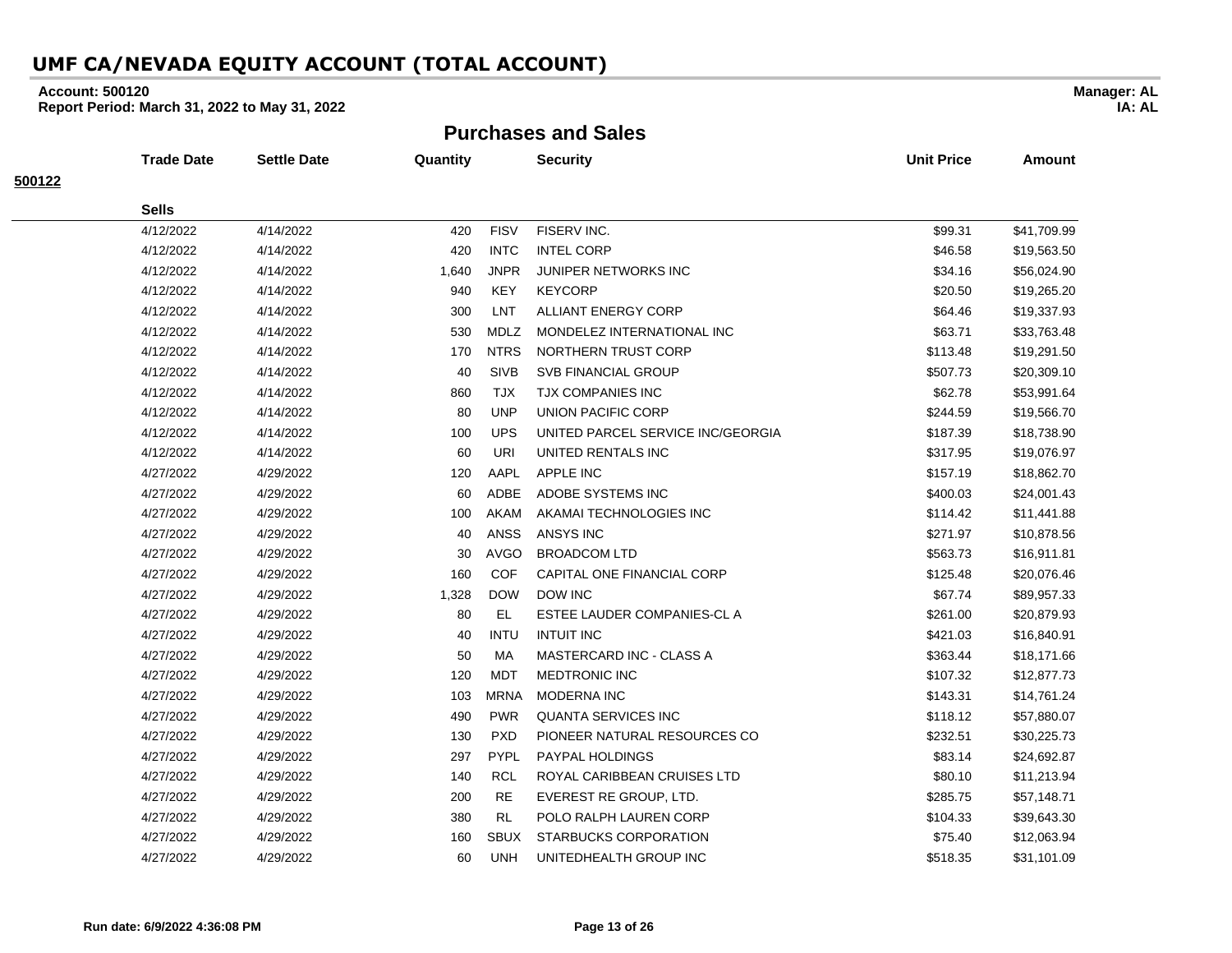# UMF CA/NEVADA EQUITY ACCOUNT (TOTAL ACCOUNT)

**Account: 500120**
**Report Period: March 31, 2022 to May 31, 2022**

**Manager: AL**
**IA: AL**

## Purchases and Sales

**500122**

**Sells**

| Trade Date | Settle Date | Quantity | | Security | Unit Price | Amount |
|---|---|---|---|---|---|---|
| 4/12/2022 | 4/14/2022 | 420 | FISV | FISERV INC. | $99.31 | $41,709.99 |
| 4/12/2022 | 4/14/2022 | 420 | INTC | INTEL CORP | $46.58 | $19,563.50 |
| 4/12/2022 | 4/14/2022 | 1,640 | JNPR | JUNIPER NETWORKS INC | $34.16 | $56,024.90 |
| 4/12/2022 | 4/14/2022 | 940 | KEY | KEYCORP | $20.50 | $19,265.20 |
| 4/12/2022 | 4/14/2022 | 300 | LNT | ALLIANT ENERGY CORP | $64.46 | $19,337.93 |
| 4/12/2022 | 4/14/2022 | 530 | MDLZ | MONDELEZ INTERNATIONAL INC | $63.71 | $33,763.48 |
| 4/12/2022 | 4/14/2022 | 170 | NTRS | NORTHERN TRUST CORP | $113.48 | $19,291.50 |
| 4/12/2022 | 4/14/2022 | 40 | SIVB | SVB FINANCIAL GROUP | $507.73 | $20,309.10 |
| 4/12/2022 | 4/14/2022 | 860 | TJX | TJX COMPANIES INC | $62.78 | $53,991.64 |
| 4/12/2022 | 4/14/2022 | 80 | UNP | UNION PACIFIC CORP | $244.59 | $19,566.70 |
| 4/12/2022 | 4/14/2022 | 100 | UPS | UNITED PARCEL SERVICE INC/GEORGIA | $187.39 | $18,738.90 |
| 4/12/2022 | 4/14/2022 | 60 | URI | UNITED RENTALS INC | $317.95 | $19,076.97 |
| 4/27/2022 | 4/29/2022 | 120 | AAPL | APPLE INC | $157.19 | $18,862.70 |
| 4/27/2022 | 4/29/2022 | 60 | ADBE | ADOBE SYSTEMS INC | $400.03 | $24,001.43 |
| 4/27/2022 | 4/29/2022 | 100 | AKAM | AKAMAI TECHNOLOGIES INC | $114.42 | $11,441.88 |
| 4/27/2022 | 4/29/2022 | 40 | ANSS | ANSYS INC | $271.97 | $10,878.56 |
| 4/27/2022 | 4/29/2022 | 30 | AVGO | BROADCOM LTD | $563.73 | $16,911.81 |
| 4/27/2022 | 4/29/2022 | 160 | COF | CAPITAL ONE FINANCIAL CORP | $125.48 | $20,076.46 |
| 4/27/2022 | 4/29/2022 | 1,328 | DOW | DOW INC | $67.74 | $89,957.33 |
| 4/27/2022 | 4/29/2022 | 80 | EL | ESTEE LAUDER COMPANIES-CL A | $261.00 | $20,879.93 |
| 4/27/2022 | 4/29/2022 | 40 | INTU | INTUIT INC | $421.03 | $16,840.91 |
| 4/27/2022 | 4/29/2022 | 50 | MA | MASTERCARD INC - CLASS A | $363.44 | $18,171.66 |
| 4/27/2022 | 4/29/2022 | 120 | MDT | MEDTRONIC INC | $107.32 | $12,877.73 |
| 4/27/2022 | 4/29/2022 | 103 | MRNA | MODERNA INC | $143.31 | $14,761.24 |
| 4/27/2022 | 4/29/2022 | 490 | PWR | QUANTA SERVICES INC | $118.12 | $57,880.07 |
| 4/27/2022 | 4/29/2022 | 130 | PXD | PIONEER NATURAL RESOURCES CO | $232.51 | $30,225.73 |
| 4/27/2022 | 4/29/2022 | 297 | PYPL | PAYPAL HOLDINGS | $83.14 | $24,692.87 |
| 4/27/2022 | 4/29/2022 | 140 | RCL | ROYAL CARIBBEAN CRUISES LTD | $80.10 | $11,213.94 |
| 4/27/2022 | 4/29/2022 | 200 | RE | EVEREST RE GROUP, LTD. | $285.75 | $57,148.71 |
| 4/27/2022 | 4/29/2022 | 380 | RL | POLO RALPH LAUREN CORP | $104.33 | $39,643.30 |
| 4/27/2022 | 4/29/2022 | 160 | SBUX | STARBUCKS CORPORATION | $75.40 | $12,063.94 |
| 4/27/2022 | 4/29/2022 | 60 | UNH | UNITEDHEALTH GROUP INC | $518.35 | $31,101.09 |

**Run date: 6/9/2022 4:36:08 PM**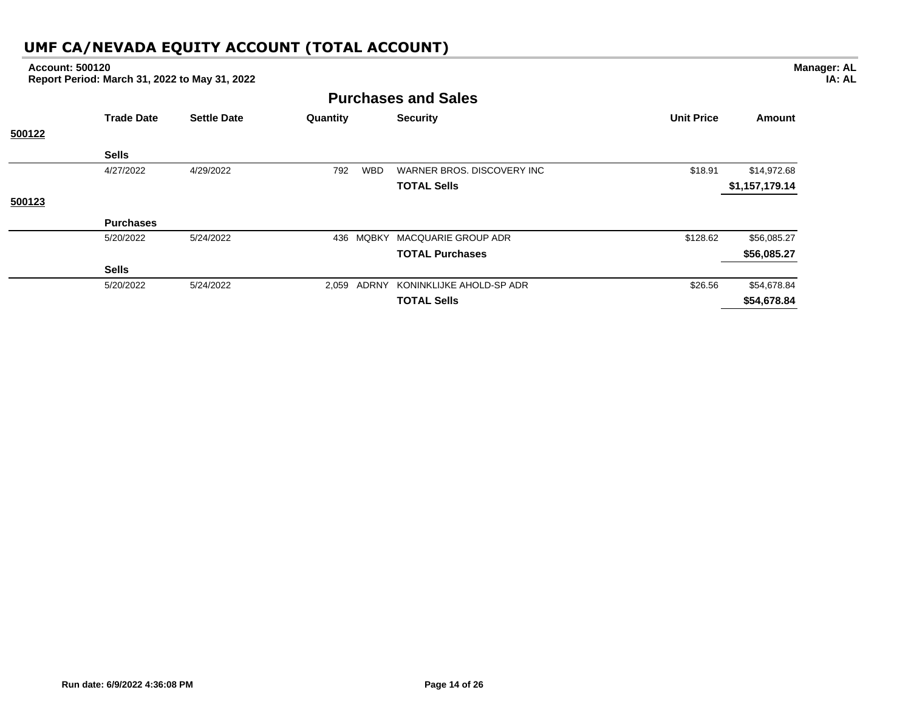# UMF CA/NEVADA EQUITY ACCOUNT (TOTAL ACCOUNT)

**Account: 500120**
**Report Period: March 31, 2022 to May 31, 2022**

**Manager: AL**
**IA: AL**

## Purchases and Sales

| | Trade Date | Settle Date | Quantity | | Security | Unit Price | Amount |
|---|---|---|---|---|---|---|---|
| **500122** | | | | | | | |
| | **Sells** | | | | | | |
| | 4/27/2022 | 4/29/2022 | 792 | WBD | WARNER BROS. DISCOVERY INC | $18.91 | $14,972.68 |
| | | | | | **TOTAL Sells** | | **$1,157,179.14** |
| **500123** | | | | | | | |
| | **Purchases** | | | | | | |
| | 5/20/2022 | 5/24/2022 | 436 | MQBKY | MACQUARIE GROUP ADR | $128.62 | $56,085.27 |
| | | | | | **TOTAL Purchases** | | **$56,085.27** |
| | **Sells** | | | | | | |
| | 5/20/2022 | 5/24/2022 | 2,059 | ADRNY | KONINKLIJKE AHOLD-SP ADR | $26.56 | $54,678.84 |
| | | | | | **TOTAL Sells** | | **$54,678.84** |

**Run date: 6/9/2022 4:36:08 PM**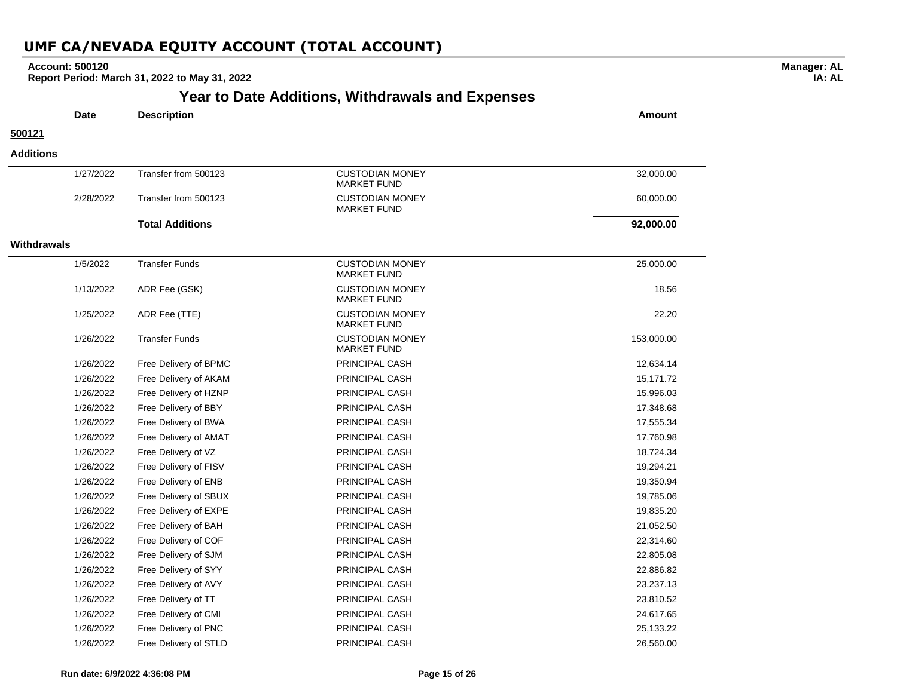# UMF CA/NEVADA EQUITY ACCOUNT (TOTAL ACCOUNT)

**Account: 500120**
**Report Period: March 31, 2022 to May 31, 2022**

**Manager: AL**
**IA: AL**

## Year to Date Additions, Withdrawals and Expenses

**500121**

**Additions**

| Date | Description | | Amount |
|---|---|---|---|
| 1/27/2022 | Transfer from 500123 | CUSTODIAN MONEY MARKET FUND | 32,000.00 |
| 2/28/2022 | Transfer from 500123 | CUSTODIAN MONEY MARKET FUND | 60,000.00 |
| | **Total Additions** | | **92,000.00** |

**Withdrawals**

| Date | Description | | Amount |
|---|---|---|---|
| 1/5/2022 | Transfer Funds | CUSTODIAN MONEY MARKET FUND | 25,000.00 |
| 1/13/2022 | ADR Fee (GSK) | CUSTODIAN MONEY MARKET FUND | 18.56 |
| 1/25/2022 | ADR Fee (TTE) | CUSTODIAN MONEY MARKET FUND | 22.20 |
| 1/26/2022 | Transfer Funds | CUSTODIAN MONEY MARKET FUND | 153,000.00 |
| 1/26/2022 | Free Delivery of BPMC | PRINCIPAL CASH | 12,634.14 |
| 1/26/2022 | Free Delivery of AKAM | PRINCIPAL CASH | 15,171.72 |
| 1/26/2022 | Free Delivery of HZNP | PRINCIPAL CASH | 15,996.03 |
| 1/26/2022 | Free Delivery of BBY | PRINCIPAL CASH | 17,348.68 |
| 1/26/2022 | Free Delivery of BWA | PRINCIPAL CASH | 17,555.34 |
| 1/26/2022 | Free Delivery of AMAT | PRINCIPAL CASH | 17,760.98 |
| 1/26/2022 | Free Delivery of VZ | PRINCIPAL CASH | 18,724.34 |
| 1/26/2022 | Free Delivery of FISV | PRINCIPAL CASH | 19,294.21 |
| 1/26/2022 | Free Delivery of ENB | PRINCIPAL CASH | 19,350.94 |
| 1/26/2022 | Free Delivery of SBUX | PRINCIPAL CASH | 19,785.06 |
| 1/26/2022 | Free Delivery of EXPE | PRINCIPAL CASH | 19,835.20 |
| 1/26/2022 | Free Delivery of BAH | PRINCIPAL CASH | 21,052.50 |
| 1/26/2022 | Free Delivery of COF | PRINCIPAL CASH | 22,314.60 |
| 1/26/2022 | Free Delivery of SJM | PRINCIPAL CASH | 22,805.08 |
| 1/26/2022 | Free Delivery of SYY | PRINCIPAL CASH | 22,886.82 |
| 1/26/2022 | Free Delivery of AVY | PRINCIPAL CASH | 23,237.13 |
| 1/26/2022 | Free Delivery of TT | PRINCIPAL CASH | 23,810.52 |
| 1/26/2022 | Free Delivery of CMI | PRINCIPAL CASH | 24,617.65 |
| 1/26/2022 | Free Delivery of PNC | PRINCIPAL CASH | 25,133.22 |
| 1/26/2022 | Free Delivery of STLD | PRINCIPAL CASH | 26,560.00 |

**Run date: 6/9/2022 4:36:08 PM**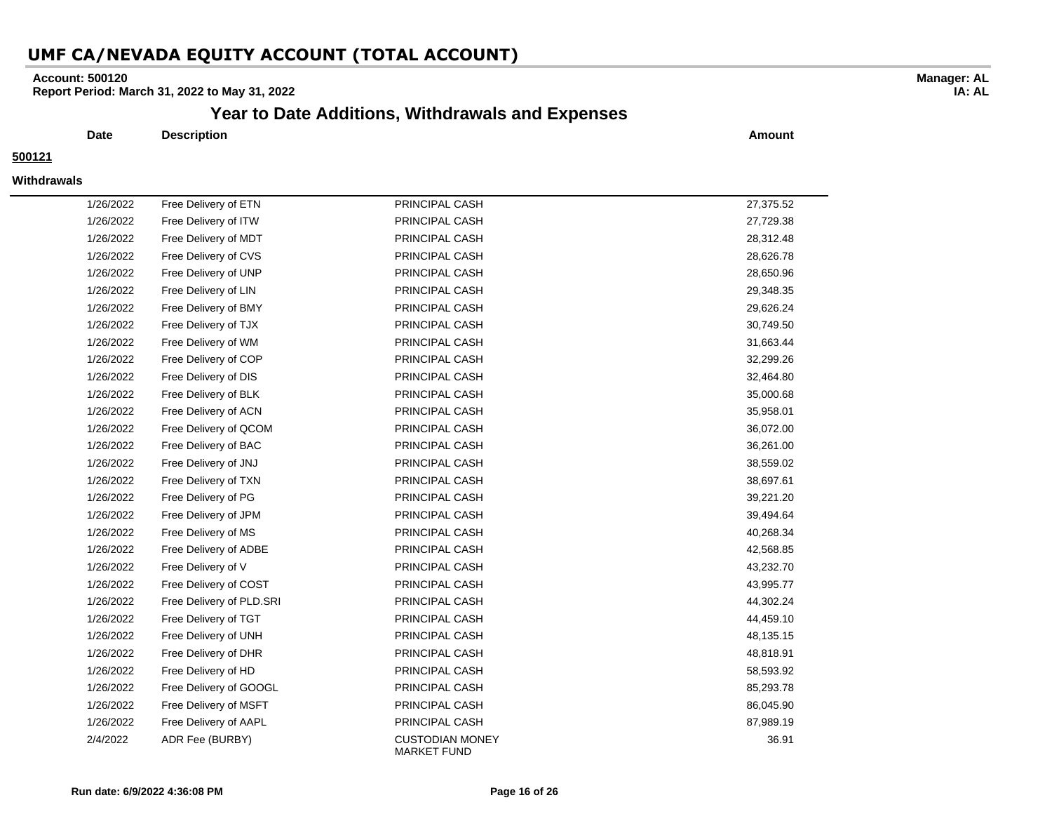# UMF CA/NEVADA EQUITY ACCOUNT (TOTAL ACCOUNT)

**Account: 500120**
**Report Period: March 31, 2022 to May 31, 2022**

**Manager: AL**
**IA: AL**

## Year to Date Additions, Withdrawals and Expenses

**500121**

**Withdrawals**

| Date | Description | | Amount |
|---|---|---|---|
| 1/26/2022 | Free Delivery of ETN | PRINCIPAL CASH | 27,375.52 |
| 1/26/2022 | Free Delivery of ITW | PRINCIPAL CASH | 27,729.38 |
| 1/26/2022 | Free Delivery of MDT | PRINCIPAL CASH | 28,312.48 |
| 1/26/2022 | Free Delivery of CVS | PRINCIPAL CASH | 28,626.78 |
| 1/26/2022 | Free Delivery of UNP | PRINCIPAL CASH | 28,650.96 |
| 1/26/2022 | Free Delivery of LIN | PRINCIPAL CASH | 29,348.35 |
| 1/26/2022 | Free Delivery of BMY | PRINCIPAL CASH | 29,626.24 |
| 1/26/2022 | Free Delivery of TJX | PRINCIPAL CASH | 30,749.50 |
| 1/26/2022 | Free Delivery of WM | PRINCIPAL CASH | 31,663.44 |
| 1/26/2022 | Free Delivery of COP | PRINCIPAL CASH | 32,299.26 |
| 1/26/2022 | Free Delivery of DIS | PRINCIPAL CASH | 32,464.80 |
| 1/26/2022 | Free Delivery of BLK | PRINCIPAL CASH | 35,000.68 |
| 1/26/2022 | Free Delivery of ACN | PRINCIPAL CASH | 35,958.01 |
| 1/26/2022 | Free Delivery of QCOM | PRINCIPAL CASH | 36,072.00 |
| 1/26/2022 | Free Delivery of BAC | PRINCIPAL CASH | 36,261.00 |
| 1/26/2022 | Free Delivery of JNJ | PRINCIPAL CASH | 38,559.02 |
| 1/26/2022 | Free Delivery of TXN | PRINCIPAL CASH | 38,697.61 |
| 1/26/2022 | Free Delivery of PG | PRINCIPAL CASH | 39,221.20 |
| 1/26/2022 | Free Delivery of JPM | PRINCIPAL CASH | 39,494.64 |
| 1/26/2022 | Free Delivery of MS | PRINCIPAL CASH | 40,268.34 |
| 1/26/2022 | Free Delivery of ADBE | PRINCIPAL CASH | 42,568.85 |
| 1/26/2022 | Free Delivery of V | PRINCIPAL CASH | 43,232.70 |
| 1/26/2022 | Free Delivery of COST | PRINCIPAL CASH | 43,995.77 |
| 1/26/2022 | Free Delivery of PLD.SRI | PRINCIPAL CASH | 44,302.24 |
| 1/26/2022 | Free Delivery of TGT | PRINCIPAL CASH | 44,459.10 |
| 1/26/2022 | Free Delivery of UNH | PRINCIPAL CASH | 48,135.15 |
| 1/26/2022 | Free Delivery of DHR | PRINCIPAL CASH | 48,818.91 |
| 1/26/2022 | Free Delivery of HD | PRINCIPAL CASH | 58,593.92 |
| 1/26/2022 | Free Delivery of GOOGL | PRINCIPAL CASH | 85,293.78 |
| 1/26/2022 | Free Delivery of MSFT | PRINCIPAL CASH | 86,045.90 |
| 1/26/2022 | Free Delivery of AAPL | PRINCIPAL CASH | 87,989.19 |
| 2/4/2022 | ADR Fee (BURBY) | CUSTODIAN MONEY MARKET FUND | 36.91 |

**Run date: 6/9/2022 4:36:08 PM**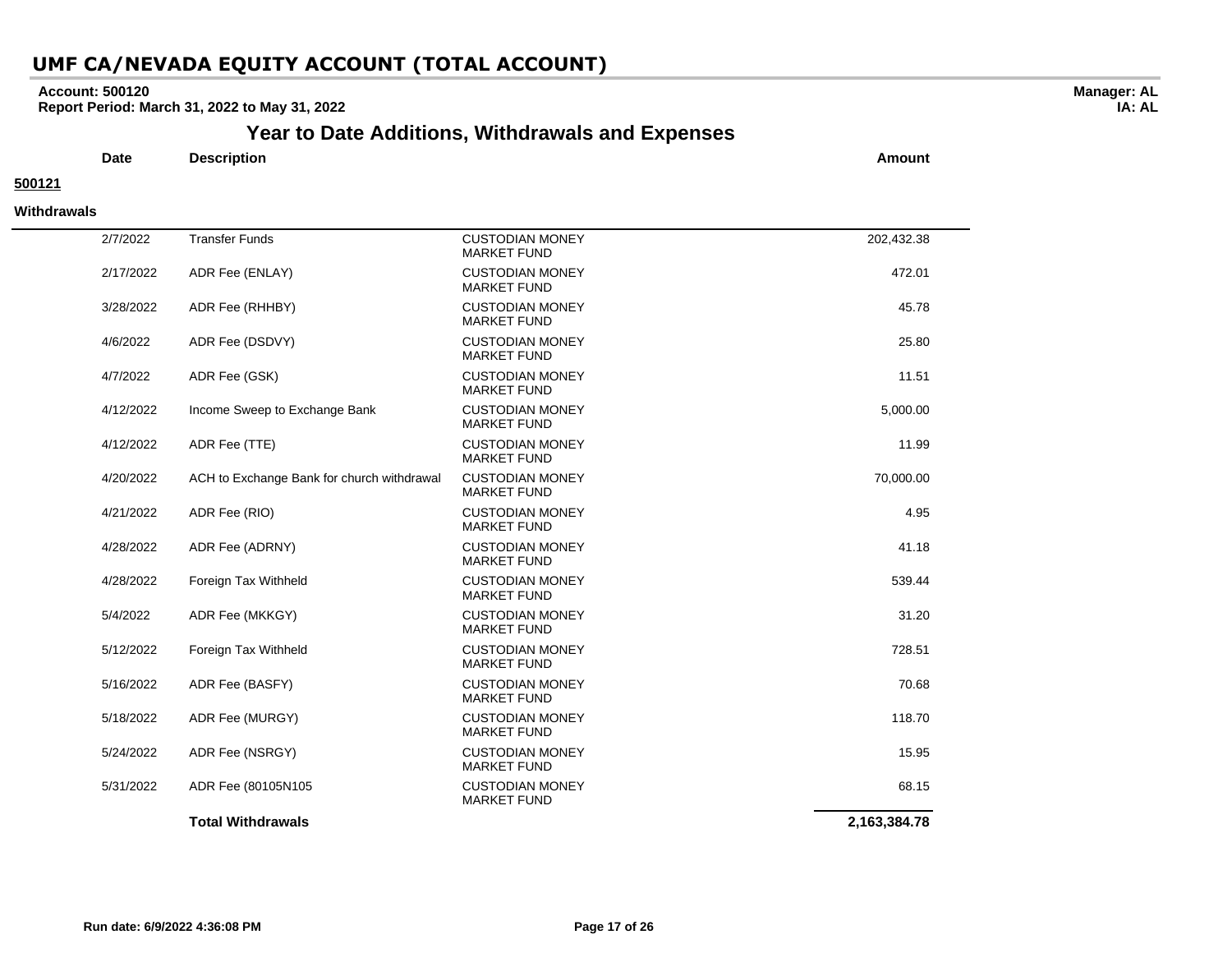# UMF CA/NEVADA EQUITY ACCOUNT (TOTAL ACCOUNT)

**Account: 500120**
**Report Period: March 31, 2022 to May 31, 2022**

**Manager: AL**
**IA: AL**

## Year to Date Additions, Withdrawals and Expenses

**500121**

**Withdrawals**

| Date | Description | | Amount |
|---|---|---|---|
| 2/7/2022 | Transfer Funds | CUSTODIAN MONEY MARKET FUND | 202,432.38 |
| 2/17/2022 | ADR Fee (ENLAY) | CUSTODIAN MONEY MARKET FUND | 472.01 |
| 3/28/2022 | ADR Fee (RHHBY) | CUSTODIAN MONEY MARKET FUND | 45.78 |
| 4/6/2022 | ADR Fee (DSDVY) | CUSTODIAN MONEY MARKET FUND | 25.80 |
| 4/7/2022 | ADR Fee (GSK) | CUSTODIAN MONEY MARKET FUND | 11.51 |
| 4/12/2022 | Income Sweep to Exchange Bank | CUSTODIAN MONEY MARKET FUND | 5,000.00 |
| 4/12/2022 | ADR Fee (TTE) | CUSTODIAN MONEY MARKET FUND | 11.99 |
| 4/20/2022 | ACH to Exchange Bank for church withdrawal | CUSTODIAN MONEY MARKET FUND | 70,000.00 |
| 4/21/2022 | ADR Fee (RIO) | CUSTODIAN MONEY MARKET FUND | 4.95 |
| 4/28/2022 | ADR Fee (ADRNY) | CUSTODIAN MONEY MARKET FUND | 41.18 |
| 4/28/2022 | Foreign Tax Withheld | CUSTODIAN MONEY MARKET FUND | 539.44 |
| 5/4/2022 | ADR Fee (MKKGY) | CUSTODIAN MONEY MARKET FUND | 31.20 |
| 5/12/2022 | Foreign Tax Withheld | CUSTODIAN MONEY MARKET FUND | 728.51 |
| 5/16/2022 | ADR Fee (BASFY) | CUSTODIAN MONEY MARKET FUND | 70.68 |
| 5/18/2022 | ADR Fee (MURGY) | CUSTODIAN MONEY MARKET FUND | 118.70 |
| 5/24/2022 | ADR Fee (NSRGY) | CUSTODIAN MONEY MARKET FUND | 15.95 |
| 5/31/2022 | ADR Fee (80105N105 | CUSTODIAN MONEY MARKET FUND | 68.15 |
| | **Total Withdrawals** | | **2,163,384.78** |

Run date: 6/9/2022 4:36:08 PM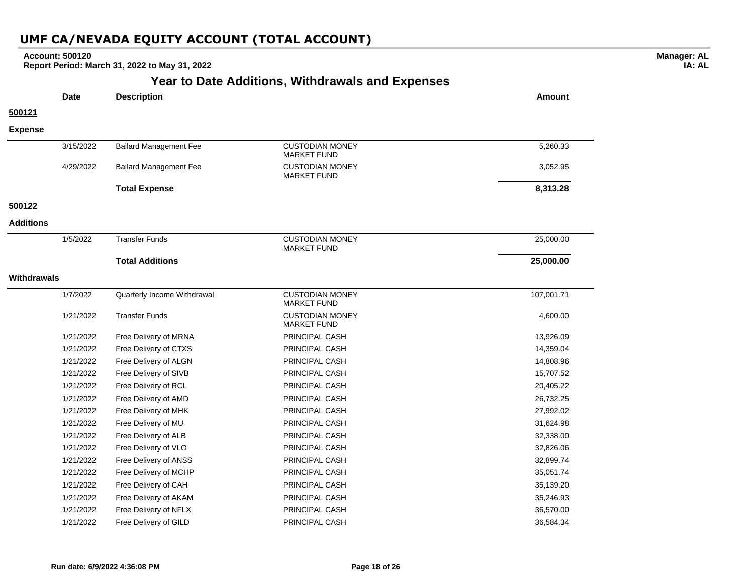# UMF CA/NEVADA EQUITY ACCOUNT (TOTAL ACCOUNT)

**Account: 500120**
**Report Period: March 31, 2022 to May 31, 2022**

**Manager: AL**
**IA: AL**

## Year to Date Additions, Withdrawals and Expenses

| Date | Description | | Amount |
|---|---|---|---|
| **500121** | | | |
| **Expense** | | | |
| 3/15/2022 | Bailard Management Fee | CUSTODIAN MONEY MARKET FUND | 5,260.33 |
| 4/29/2022 | Bailard Management Fee | CUSTODIAN MONEY MARKET FUND | 3,052.95 |
| | **Total Expense** | | **8,313.28** |
| **500122** | | | |
| **Additions** | | | |
| 1/5/2022 | Transfer Funds | CUSTODIAN MONEY MARKET FUND | 25,000.00 |
| | **Total Additions** | | **25,000.00** |
| **Withdrawals** | | | |
| 1/7/2022 | Quarterly Income Withdrawal | CUSTODIAN MONEY MARKET FUND | 107,001.71 |
| 1/21/2022 | Transfer Funds | CUSTODIAN MONEY MARKET FUND | 4,600.00 |
| 1/21/2022 | Free Delivery of MRNA | PRINCIPAL CASH | 13,926.09 |
| 1/21/2022 | Free Delivery of CTXS | PRINCIPAL CASH | 14,359.04 |
| 1/21/2022 | Free Delivery of ALGN | PRINCIPAL CASH | 14,808.96 |
| 1/21/2022 | Free Delivery of SIVB | PRINCIPAL CASH | 15,707.52 |
| 1/21/2022 | Free Delivery of RCL | PRINCIPAL CASH | 20,405.22 |
| 1/21/2022 | Free Delivery of AMD | PRINCIPAL CASH | 26,732.25 |
| 1/21/2022 | Free Delivery of MHK | PRINCIPAL CASH | 27,992.02 |
| 1/21/2022 | Free Delivery of MU | PRINCIPAL CASH | 31,624.98 |
| 1/21/2022 | Free Delivery of ALB | PRINCIPAL CASH | 32,338.00 |
| 1/21/2022 | Free Delivery of VLO | PRINCIPAL CASH | 32,826.06 |
| 1/21/2022 | Free Delivery of ANSS | PRINCIPAL CASH | 32,899.74 |
| 1/21/2022 | Free Delivery of MCHP | PRINCIPAL CASH | 35,051.74 |
| 1/21/2022 | Free Delivery of CAH | PRINCIPAL CASH | 35,139.20 |
| 1/21/2022 | Free Delivery of AKAM | PRINCIPAL CASH | 35,246.93 |
| 1/21/2022 | Free Delivery of NFLX | PRINCIPAL CASH | 36,570.00 |
| 1/21/2022 | Free Delivery of GILD | PRINCIPAL CASH | 36,584.34 |

**Run date: 6/9/2022 4:36:08 PM**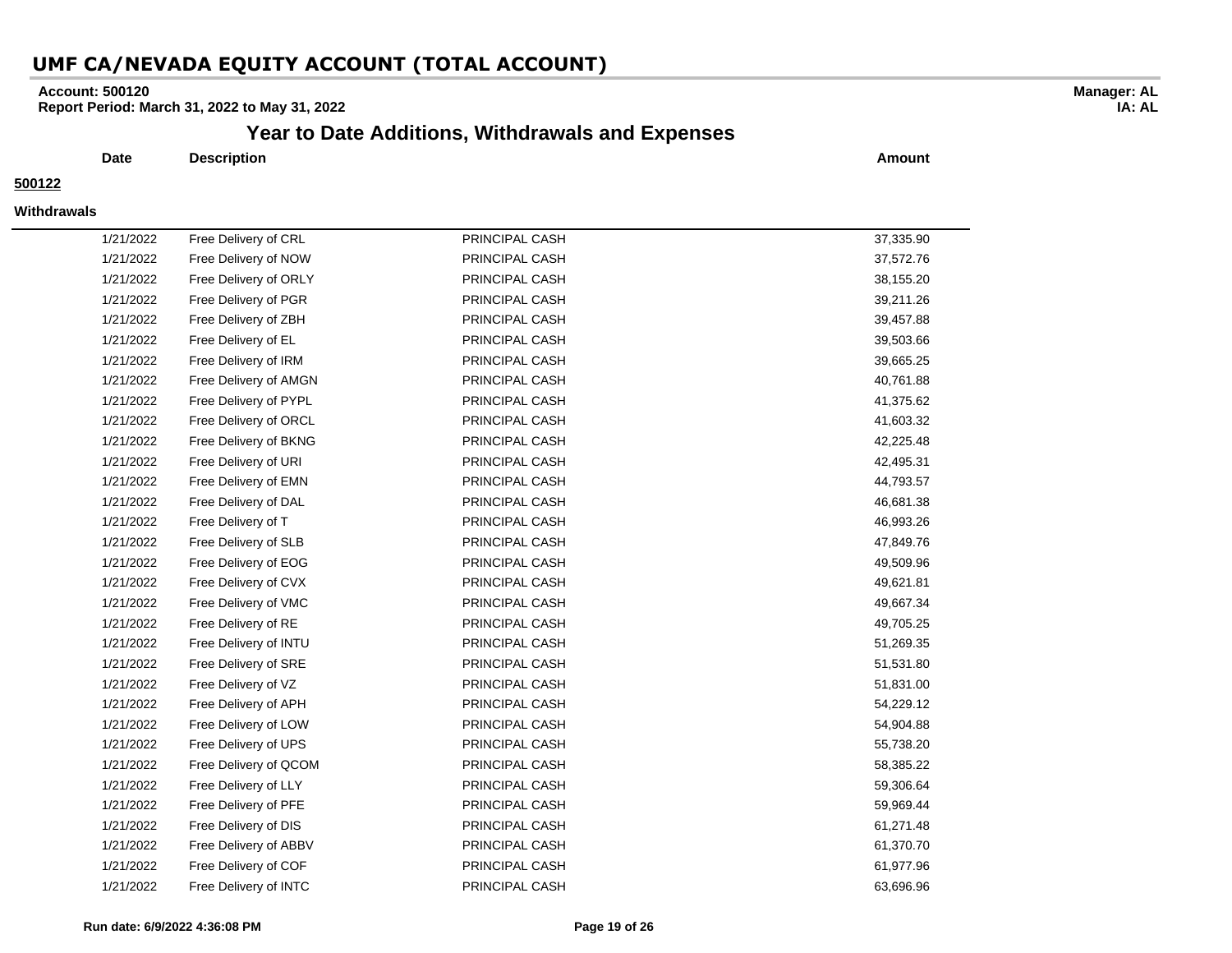# UMF CA/NEVADA EQUITY ACCOUNT (TOTAL ACCOUNT)

**Account: 500120**
**Report Period: March 31, 2022 to May 31, 2022**

**Manager: AL**
**IA: AL**

## Year to Date Additions, Withdrawals and Expenses

**500122**

**Withdrawals**

| Date | Description | | Amount |
|---|---|---|---|
| 1/21/2022 | Free Delivery of CRL | PRINCIPAL CASH | 37,335.90 |
| 1/21/2022 | Free Delivery of NOW | PRINCIPAL CASH | 37,572.76 |
| 1/21/2022 | Free Delivery of ORLY | PRINCIPAL CASH | 38,155.20 |
| 1/21/2022 | Free Delivery of PGR | PRINCIPAL CASH | 39,211.26 |
| 1/21/2022 | Free Delivery of ZBH | PRINCIPAL CASH | 39,457.88 |
| 1/21/2022 | Free Delivery of EL | PRINCIPAL CASH | 39,503.66 |
| 1/21/2022 | Free Delivery of IRM | PRINCIPAL CASH | 39,665.25 |
| 1/21/2022 | Free Delivery of AMGN | PRINCIPAL CASH | 40,761.88 |
| 1/21/2022 | Free Delivery of PYPL | PRINCIPAL CASH | 41,375.62 |
| 1/21/2022 | Free Delivery of ORCL | PRINCIPAL CASH | 41,603.32 |
| 1/21/2022 | Free Delivery of BKNG | PRINCIPAL CASH | 42,225.48 |
| 1/21/2022 | Free Delivery of URI | PRINCIPAL CASH | 42,495.31 |
| 1/21/2022 | Free Delivery of EMN | PRINCIPAL CASH | 44,793.57 |
| 1/21/2022 | Free Delivery of DAL | PRINCIPAL CASH | 46,681.38 |
| 1/21/2022 | Free Delivery of T | PRINCIPAL CASH | 46,993.26 |
| 1/21/2022 | Free Delivery of SLB | PRINCIPAL CASH | 47,849.76 |
| 1/21/2022 | Free Delivery of EOG | PRINCIPAL CASH | 49,509.96 |
| 1/21/2022 | Free Delivery of CVX | PRINCIPAL CASH | 49,621.81 |
| 1/21/2022 | Free Delivery of VMC | PRINCIPAL CASH | 49,667.34 |
| 1/21/2022 | Free Delivery of RE | PRINCIPAL CASH | 49,705.25 |
| 1/21/2022 | Free Delivery of INTU | PRINCIPAL CASH | 51,269.35 |
| 1/21/2022 | Free Delivery of SRE | PRINCIPAL CASH | 51,531.80 |
| 1/21/2022 | Free Delivery of VZ | PRINCIPAL CASH | 51,831.00 |
| 1/21/2022 | Free Delivery of APH | PRINCIPAL CASH | 54,229.12 |
| 1/21/2022 | Free Delivery of LOW | PRINCIPAL CASH | 54,904.88 |
| 1/21/2022 | Free Delivery of UPS | PRINCIPAL CASH | 55,738.20 |
| 1/21/2022 | Free Delivery of QCOM | PRINCIPAL CASH | 58,385.22 |
| 1/21/2022 | Free Delivery of LLY | PRINCIPAL CASH | 59,306.64 |
| 1/21/2022 | Free Delivery of PFE | PRINCIPAL CASH | 59,969.44 |
| 1/21/2022 | Free Delivery of DIS | PRINCIPAL CASH | 61,271.48 |
| 1/21/2022 | Free Delivery of ABBV | PRINCIPAL CASH | 61,370.70 |
| 1/21/2022 | Free Delivery of COF | PRINCIPAL CASH | 61,977.96 |
| 1/21/2022 | Free Delivery of INTC | PRINCIPAL CASH | 63,696.96 |

**Run date: 6/9/2022 4:36:08 PM**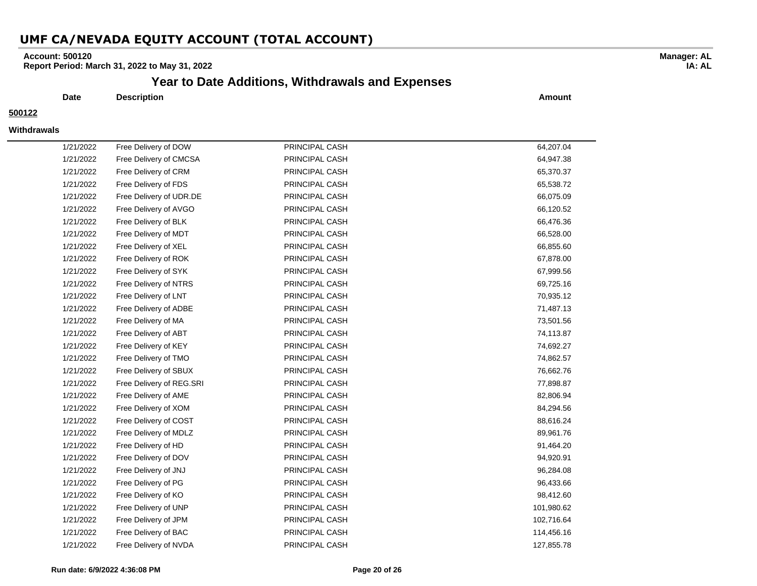# UMF CA/NEVADA EQUITY ACCOUNT (TOTAL ACCOUNT)

**Account: 500120**
**Report Period: March 31, 2022 to May 31, 2022**

**Manager: AL**
**IA: AL**

## Year to Date Additions, Withdrawals and Expenses

**500122**

**Withdrawals**

| Date | Description | | Amount |
|---|---|---|---|
| 1/21/2022 | Free Delivery of DOW | PRINCIPAL CASH | 64,207.04 |
| 1/21/2022 | Free Delivery of CMCSA | PRINCIPAL CASH | 64,947.38 |
| 1/21/2022 | Free Delivery of CRM | PRINCIPAL CASH | 65,370.37 |
| 1/21/2022 | Free Delivery of FDS | PRINCIPAL CASH | 65,538.72 |
| 1/21/2022 | Free Delivery of UDR.DE | PRINCIPAL CASH | 66,075.09 |
| 1/21/2022 | Free Delivery of AVGO | PRINCIPAL CASH | 66,120.52 |
| 1/21/2022 | Free Delivery of BLK | PRINCIPAL CASH | 66,476.36 |
| 1/21/2022 | Free Delivery of MDT | PRINCIPAL CASH | 66,528.00 |
| 1/21/2022 | Free Delivery of XEL | PRINCIPAL CASH | 66,855.60 |
| 1/21/2022 | Free Delivery of ROK | PRINCIPAL CASH | 67,878.00 |
| 1/21/2022 | Free Delivery of SYK | PRINCIPAL CASH | 67,999.56 |
| 1/21/2022 | Free Delivery of NTRS | PRINCIPAL CASH | 69,725.16 |
| 1/21/2022 | Free Delivery of LNT | PRINCIPAL CASH | 70,935.12 |
| 1/21/2022 | Free Delivery of ADBE | PRINCIPAL CASH | 71,487.13 |
| 1/21/2022 | Free Delivery of MA | PRINCIPAL CASH | 73,501.56 |
| 1/21/2022 | Free Delivery of ABT | PRINCIPAL CASH | 74,113.87 |
| 1/21/2022 | Free Delivery of KEY | PRINCIPAL CASH | 74,692.27 |
| 1/21/2022 | Free Delivery of TMO | PRINCIPAL CASH | 74,862.57 |
| 1/21/2022 | Free Delivery of SBUX | PRINCIPAL CASH | 76,662.76 |
| 1/21/2022 | Free Delivery of REG.SRI | PRINCIPAL CASH | 77,898.87 |
| 1/21/2022 | Free Delivery of AME | PRINCIPAL CASH | 82,806.94 |
| 1/21/2022 | Free Delivery of XOM | PRINCIPAL CASH | 84,294.56 |
| 1/21/2022 | Free Delivery of COST | PRINCIPAL CASH | 88,616.24 |
| 1/21/2022 | Free Delivery of MDLZ | PRINCIPAL CASH | 89,961.76 |
| 1/21/2022 | Free Delivery of HD | PRINCIPAL CASH | 91,464.20 |
| 1/21/2022 | Free Delivery of DOV | PRINCIPAL CASH | 94,920.91 |
| 1/21/2022 | Free Delivery of JNJ | PRINCIPAL CASH | 96,284.08 |
| 1/21/2022 | Free Delivery of PG | PRINCIPAL CASH | 96,433.66 |
| 1/21/2022 | Free Delivery of KO | PRINCIPAL CASH | 98,412.60 |
| 1/21/2022 | Free Delivery of UNP | PRINCIPAL CASH | 101,980.62 |
| 1/21/2022 | Free Delivery of JPM | PRINCIPAL CASH | 102,716.64 |
| 1/21/2022 | Free Delivery of BAC | PRINCIPAL CASH | 114,456.16 |
| 1/21/2022 | Free Delivery of NVDA | PRINCIPAL CASH | 127,855.78 |

**Run date: 6/9/2022 4:36:08 PM**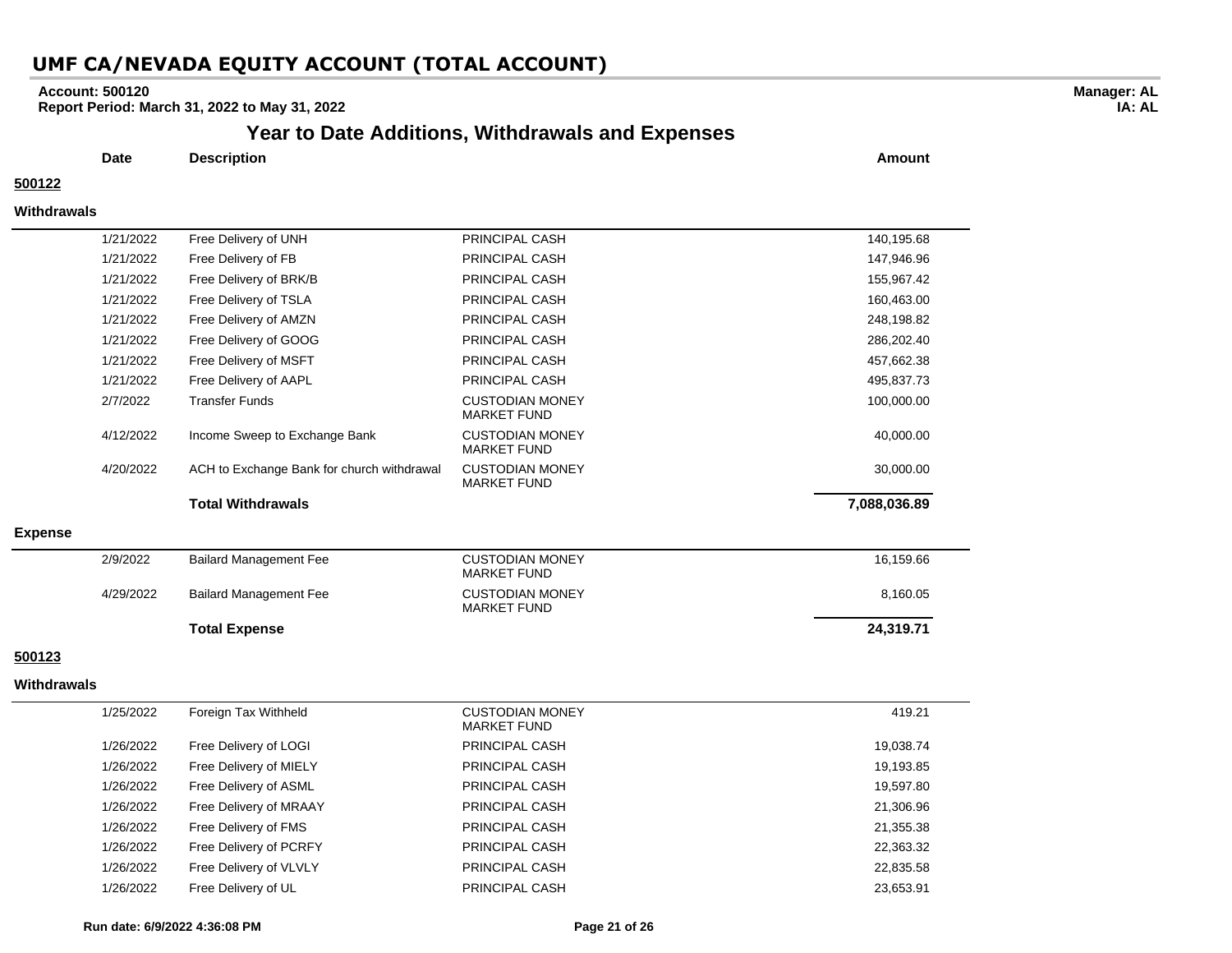# UMF CA/NEVADA EQUITY ACCOUNT (TOTAL ACCOUNT)

**Account: 500120**
**Report Period: March 31, 2022 to May 31, 2022**

**Manager: AL**
**IA: AL**

## Year to Date Additions, Withdrawals and Expenses

**500122**

**Withdrawals**

| Date | Description | | Amount |
|---|---|---|---|
| 1/21/2022 | Free Delivery of UNH | PRINCIPAL CASH | 140,195.68 |
| 1/21/2022 | Free Delivery of FB | PRINCIPAL CASH | 147,946.96 |
| 1/21/2022 | Free Delivery of BRK/B | PRINCIPAL CASH | 155,967.42 |
| 1/21/2022 | Free Delivery of TSLA | PRINCIPAL CASH | 160,463.00 |
| 1/21/2022 | Free Delivery of AMZN | PRINCIPAL CASH | 248,198.82 |
| 1/21/2022 | Free Delivery of GOOG | PRINCIPAL CASH | 286,202.40 |
| 1/21/2022 | Free Delivery of MSFT | PRINCIPAL CASH | 457,662.38 |
| 1/21/2022 | Free Delivery of AAPL | PRINCIPAL CASH | 495,837.73 |
| 2/7/2022 | Transfer Funds | CUSTODIAN MONEY MARKET FUND | 100,000.00 |
| 4/12/2022 | Income Sweep to Exchange Bank | CUSTODIAN MONEY MARKET FUND | 40,000.00 |
| 4/20/2022 | ACH to Exchange Bank for church withdrawal | CUSTODIAN MONEY MARKET FUND | 30,000.00 |
| | **Total Withdrawals** | | **7,088,036.89** |

**Expense**

| Date | Description | | Amount |
|---|---|---|---|
| 2/9/2022 | Bailard Management Fee | CUSTODIAN MONEY MARKET FUND | 16,159.66 |
| 4/29/2022 | Bailard Management Fee | CUSTODIAN MONEY MARKET FUND | 8,160.05 |
| | **Total Expense** | | **24,319.71** |

**500123**

**Withdrawals**

| Date | Description | | Amount |
|---|---|---|---|
| 1/25/2022 | Foreign Tax Withheld | CUSTODIAN MONEY MARKET FUND | 419.21 |
| 1/26/2022 | Free Delivery of LOGI | PRINCIPAL CASH | 19,038.74 |
| 1/26/2022 | Free Delivery of MIELY | PRINCIPAL CASH | 19,193.85 |
| 1/26/2022 | Free Delivery of ASML | PRINCIPAL CASH | 19,597.80 |
| 1/26/2022 | Free Delivery of MRAAY | PRINCIPAL CASH | 21,306.96 |
| 1/26/2022 | Free Delivery of FMS | PRINCIPAL CASH | 21,355.38 |
| 1/26/2022 | Free Delivery of PCRFY | PRINCIPAL CASH | 22,363.32 |
| 1/26/2022 | Free Delivery of VLVLY | PRINCIPAL CASH | 22,835.58 |
| 1/26/2022 | Free Delivery of UL | PRINCIPAL CASH | 23,653.91 |

**Run date: 6/9/2022 4:36:08 PM**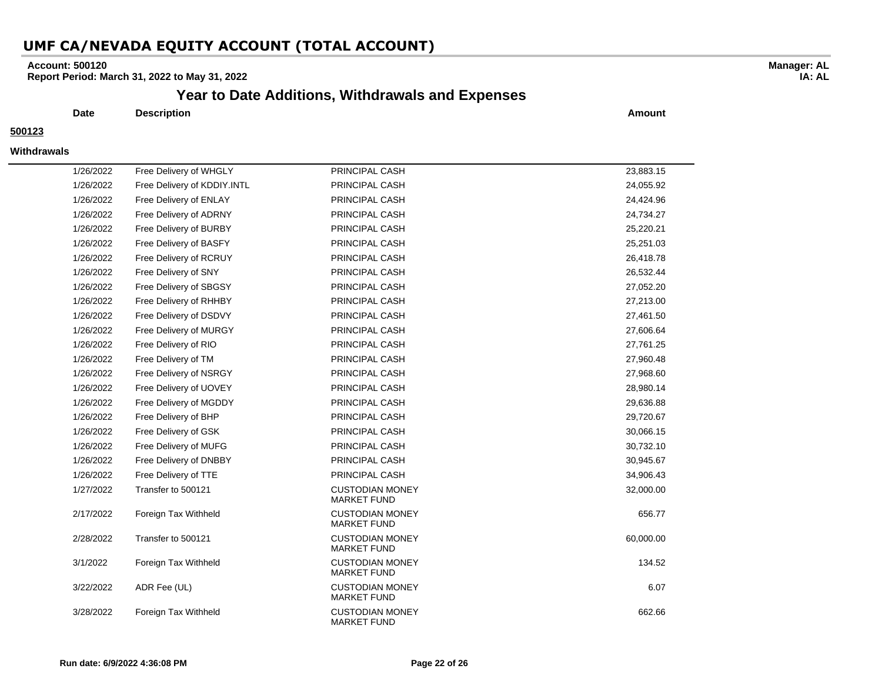# UMF CA/NEVADA EQUITY ACCOUNT (TOTAL ACCOUNT)

**Account: 500120**
**Report Period: March 31, 2022 to May 31, 2022**

**Manager: AL**
**IA: AL**

## Year to Date Additions, Withdrawals and Expenses

**500123**

**Withdrawals**

| Date | Description | | Amount |
|---|---|---|---|
| 1/26/2022 | Free Delivery of WHGLY | PRINCIPAL CASH | 23,883.15 |
| 1/26/2022 | Free Delivery of KDDIY.INTL | PRINCIPAL CASH | 24,055.92 |
| 1/26/2022 | Free Delivery of ENLAY | PRINCIPAL CASH | 24,424.96 |
| 1/26/2022 | Free Delivery of ADRNY | PRINCIPAL CASH | 24,734.27 |
| 1/26/2022 | Free Delivery of BURBY | PRINCIPAL CASH | 25,220.21 |
| 1/26/2022 | Free Delivery of BASFY | PRINCIPAL CASH | 25,251.03 |
| 1/26/2022 | Free Delivery of RCRUY | PRINCIPAL CASH | 26,418.78 |
| 1/26/2022 | Free Delivery of SNY | PRINCIPAL CASH | 26,532.44 |
| 1/26/2022 | Free Delivery of SBGSY | PRINCIPAL CASH | 27,052.20 |
| 1/26/2022 | Free Delivery of RHHBY | PRINCIPAL CASH | 27,213.00 |
| 1/26/2022 | Free Delivery of DSDVY | PRINCIPAL CASH | 27,461.50 |
| 1/26/2022 | Free Delivery of MURGY | PRINCIPAL CASH | 27,606.64 |
| 1/26/2022 | Free Delivery of RIO | PRINCIPAL CASH | 27,761.25 |
| 1/26/2022 | Free Delivery of TM | PRINCIPAL CASH | 27,960.48 |
| 1/26/2022 | Free Delivery of NSRGY | PRINCIPAL CASH | 27,968.60 |
| 1/26/2022 | Free Delivery of UOVEY | PRINCIPAL CASH | 28,980.14 |
| 1/26/2022 | Free Delivery of MGDDY | PRINCIPAL CASH | 29,636.88 |
| 1/26/2022 | Free Delivery of BHP | PRINCIPAL CASH | 29,720.67 |
| 1/26/2022 | Free Delivery of GSK | PRINCIPAL CASH | 30,066.15 |
| 1/26/2022 | Free Delivery of MUFG | PRINCIPAL CASH | 30,732.10 |
| 1/26/2022 | Free Delivery of DNBBY | PRINCIPAL CASH | 30,945.67 |
| 1/26/2022 | Free Delivery of TTE | PRINCIPAL CASH | 34,906.43 |
| 1/27/2022 | Transfer to 500121 | CUSTODIAN MONEY MARKET FUND | 32,000.00 |
| 2/17/2022 | Foreign Tax Withheld | CUSTODIAN MONEY MARKET FUND | 656.77 |
| 2/28/2022 | Transfer to 500121 | CUSTODIAN MONEY MARKET FUND | 60,000.00 |
| 3/1/2022 | Foreign Tax Withheld | CUSTODIAN MONEY MARKET FUND | 134.52 |
| 3/22/2022 | ADR Fee (UL) | CUSTODIAN MONEY MARKET FUND | 6.07 |
| 3/28/2022 | Foreign Tax Withheld | CUSTODIAN MONEY MARKET FUND | 662.66 |

**Run date: 6/9/2022 4:36:08 PM**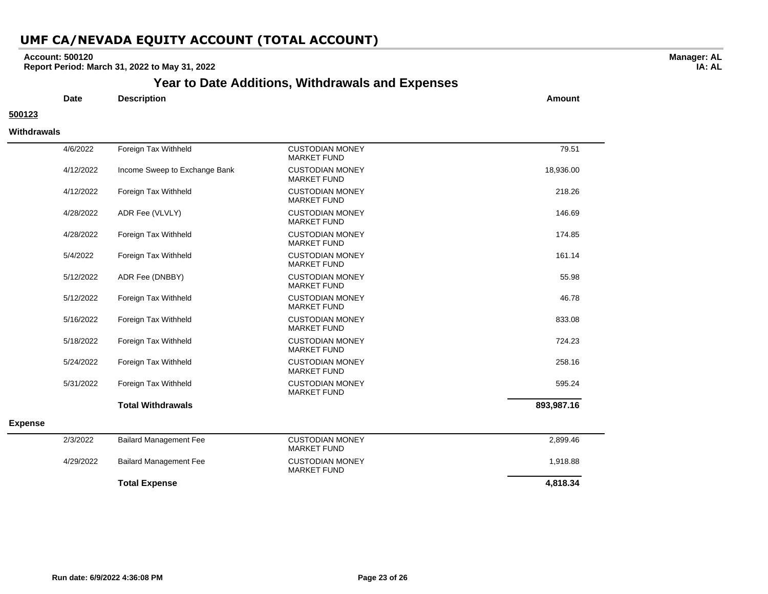# UMF CA/NEVADA EQUITY ACCOUNT (TOTAL ACCOUNT)

**Account: 500120**
**Report Period: March 31, 2022 to May 31, 2022**

**Manager: AL**
**IA: AL**

## Year to Date Additions, Withdrawals and Expenses

**500123**

**Withdrawals**

| Date | Description | | Amount |
|---|---|---|---|
| 4/6/2022 | Foreign Tax Withheld | CUSTODIAN MONEY MARKET FUND | 79.51 |
| 4/12/2022 | Income Sweep to Exchange Bank | CUSTODIAN MONEY MARKET FUND | 18,936.00 |
| 4/12/2022 | Foreign Tax Withheld | CUSTODIAN MONEY MARKET FUND | 218.26 |
| 4/28/2022 | ADR Fee (VLVLY) | CUSTODIAN MONEY MARKET FUND | 146.69 |
| 4/28/2022 | Foreign Tax Withheld | CUSTODIAN MONEY MARKET FUND | 174.85 |
| 5/4/2022 | Foreign Tax Withheld | CUSTODIAN MONEY MARKET FUND | 161.14 |
| 5/12/2022 | ADR Fee (DNBBY) | CUSTODIAN MONEY MARKET FUND | 55.98 |
| 5/12/2022 | Foreign Tax Withheld | CUSTODIAN MONEY MARKET FUND | 46.78 |
| 5/16/2022 | Foreign Tax Withheld | CUSTODIAN MONEY MARKET FUND | 833.08 |
| 5/18/2022 | Foreign Tax Withheld | CUSTODIAN MONEY MARKET FUND | 724.23 |
| 5/24/2022 | Foreign Tax Withheld | CUSTODIAN MONEY MARKET FUND | 258.16 |
| 5/31/2022 | Foreign Tax Withheld | CUSTODIAN MONEY MARKET FUND | 595.24 |
| | **Total Withdrawals** | | **893,987.16** |

**Expense**

| Date | Description | | Amount |
|---|---|---|---|
| 2/3/2022 | Bailard Management Fee | CUSTODIAN MONEY MARKET FUND | 2,899.46 |
| 4/29/2022 | Bailard Management Fee | CUSTODIAN MONEY MARKET FUND | 1,918.88 |
| | **Total Expense** | | **4,818.34** |

**Run date: 6/9/2022 4:36:08 PM**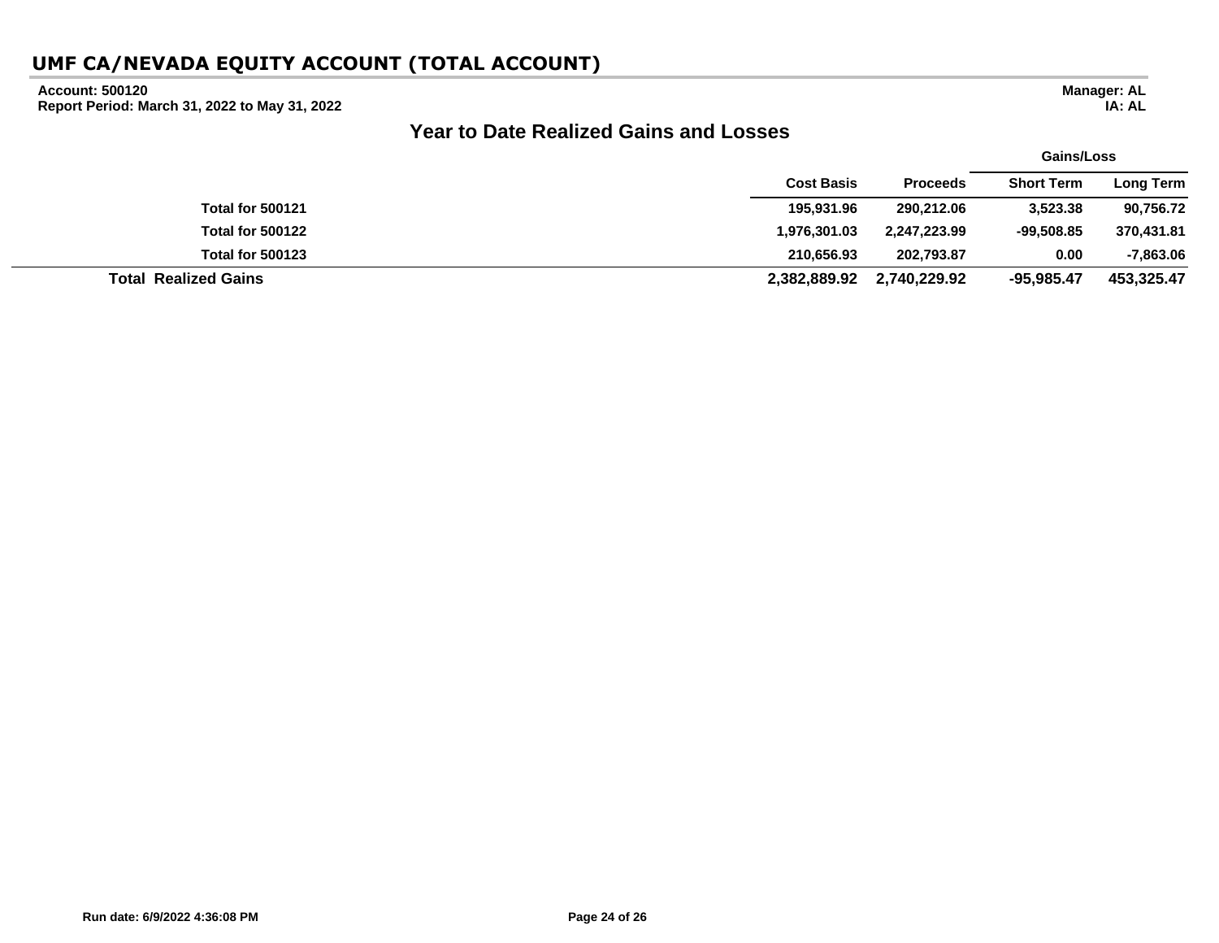# UMF CA/NEVADA EQUITY ACCOUNT (TOTAL ACCOUNT)

**Account: 500120**
**Report Period: March 31, 2022 to May 31, 2022**

**Manager: AL**
**IA: AL**

## Year to Date Realized Gains and Losses

| | Cost Basis | Proceeds | Gains/Loss Short Term | Gains/Loss Long Term |
|---|---|---|---|---|
| **Total for 500121** | 195,931.96 | 290,212.06 | 3,523.38 | 90,756.72 |
| **Total for 500122** | 1,976,301.03 | 2,247,223.99 | -99,508.85 | 370,431.81 |
| **Total for 500123** | 210,656.93 | 202,793.87 | 0.00 | -7,863.06 |
| **Total Realized Gains** | **2,382,889.92** | **2,740,229.92** | **-95,985.47** | **453,325.47** |

Run date: 6/9/2022 4:36:08 PM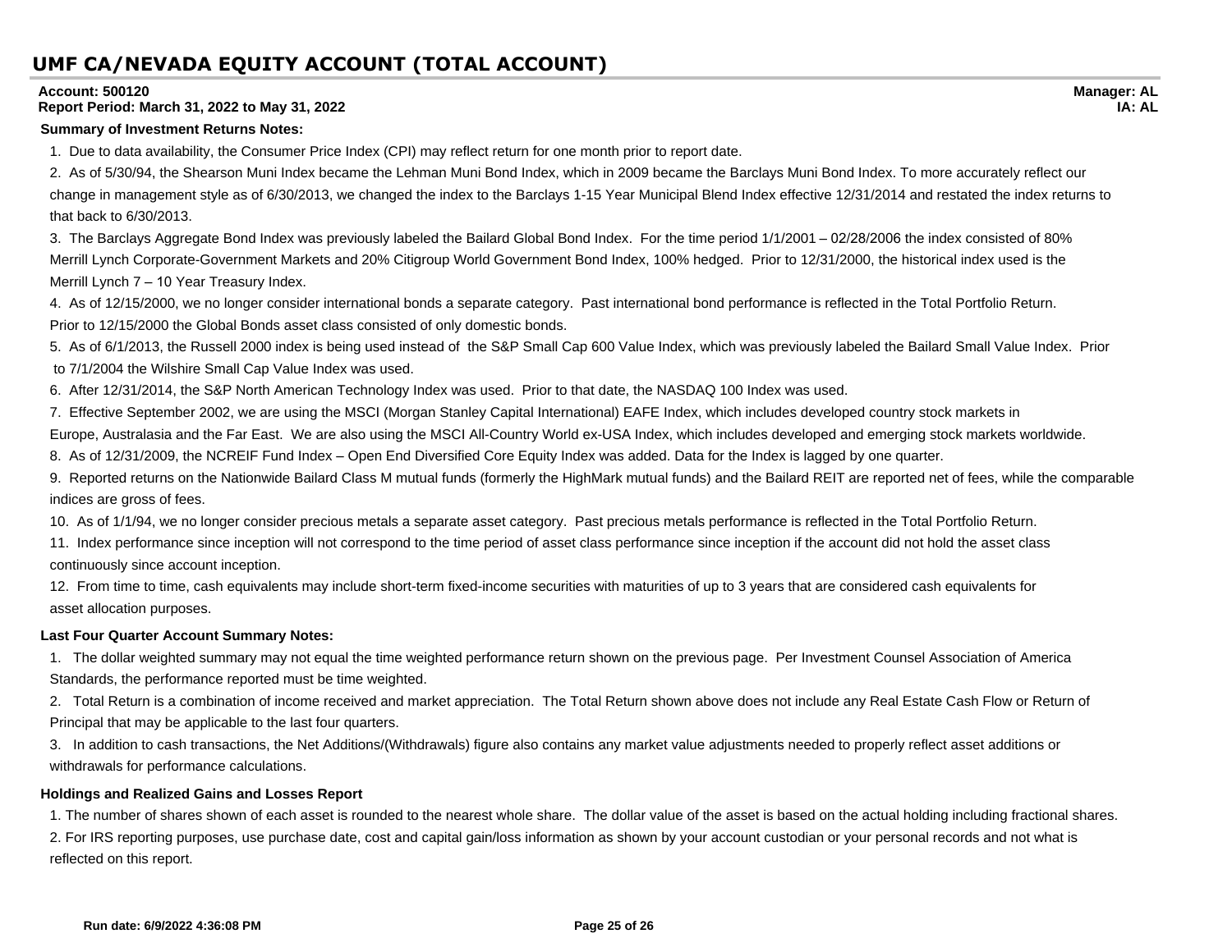# UMF CA/NEVADA EQUITY ACCOUNT (TOTAL ACCOUNT)

**Account: 500120**
**Report Period: March 31, 2022 to May 31, 2022**

**Manager: AL**
**IA: AL**

**Summary of Investment Returns Notes:**

1. Due to data availability, the Consumer Price Index (CPI) may reflect return for one month prior to report date.
2. As of 5/30/94, the Shearson Muni Index became the Lehman Muni Bond Index, which in 2009 became the Barclays Muni Bond Index. To more accurately reflect our change in management style as of 6/30/2013, we changed the index to the Barclays 1-15 Year Municipal Blend Index effective 12/31/2014 and restated the index returns to that back to 6/30/2013.
3. The Barclays Aggregate Bond Index was previously labeled the Bailard Global Bond Index. For the time period 1/1/2001 – 02/28/2006 the index consisted of 80% Merrill Lynch Corporate-Government Markets and 20% Citigroup World Government Bond Index, 100% hedged. Prior to 12/31/2000, the historical index used is the Merrill Lynch 7 – 10 Year Treasury Index.
4. As of 12/15/2000, we no longer consider international bonds a separate category. Past international bond performance is reflected in the Total Portfolio Return. Prior to 12/15/2000 the Global Bonds asset class consisted of only domestic bonds.
5. As of 6/1/2013, the Russell 2000 index is being used instead of the S&P Small Cap 600 Value Index, which was previously labeled the Bailard Small Value Index. Prior to 7/1/2004 the Wilshire Small Cap Value Index was used.
6. After 12/31/2014, the S&P North American Technology Index was used. Prior to that date, the NASDAQ 100 Index was used.
7. Effective September 2002, we are using the MSCI (Morgan Stanley Capital International) EAFE Index, which includes developed country stock markets in Europe, Australasia and the Far East. We are also using the MSCI All-Country World ex-USA Index, which includes developed and emerging stock markets worldwide.
8. As of 12/31/2009, the NCREIF Fund Index – Open End Diversified Core Equity Index was added. Data for the Index is lagged by one quarter.
9. Reported returns on the Nationwide Bailard Class M mutual funds (formerly the HighMark mutual funds) and the Bailard REIT are reported net of fees, while the comparable indices are gross of fees.
10. As of 1/1/94, we no longer consider precious metals a separate asset category. Past precious metals performance is reflected in the Total Portfolio Return.
11. Index performance since inception will not correspond to the time period of asset class performance since inception if the account did not hold the asset class continuously since account inception.
12. From time to time, cash equivalents may include short-term fixed-income securities with maturities of up to 3 years that are considered cash equivalents for asset allocation purposes.

**Last Four Quarter Account Summary Notes:**

1. The dollar weighted summary may not equal the time weighted performance return shown on the previous page. Per Investment Counsel Association of America Standards, the performance reported must be time weighted.
2. Total Return is a combination of income received and market appreciation. The Total Return shown above does not include any Real Estate Cash Flow or Return of Principal that may be applicable to the last four quarters.
3. In addition to cash transactions, the Net Additions/(Withdrawals) figure also contains any market value adjustments needed to properly reflect asset additions or withdrawals for performance calculations.

**Holdings and Realized Gains and Losses Report**

1. The number of shares shown of each asset is rounded to the nearest whole share. The dollar value of the asset is based on the actual holding including fractional shares.
2. For IRS reporting purposes, use purchase date, cost and capital gain/loss information as shown by your account custodian or your personal records and not what is reflected on this report.

**Run date: 6/9/2022 4:36:08 PM**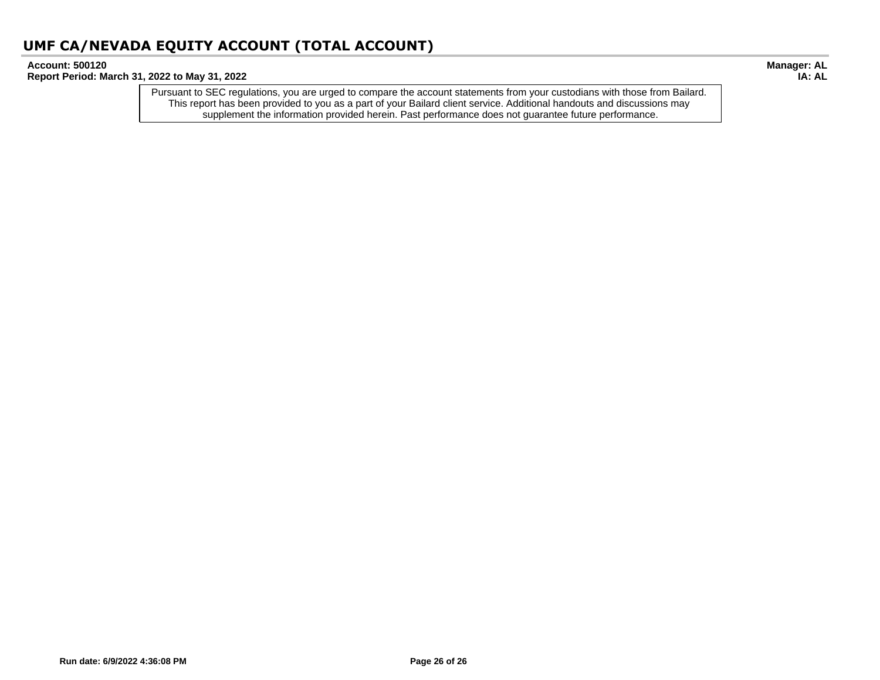# UMF CA/NEVADA EQUITY ACCOUNT (TOTAL ACCOUNT)

**Account: 500120**
**Report Period: March 31, 2022 to May 31, 2022**

**Manager: AL**
**IA: AL**

Pursuant to SEC regulations, you are urged to compare the account statements from your custodians with those from Bailard. This report has been provided to you as a part of your Bailard client service. Additional handouts and discussions may supplement the information provided herein. Past performance does not guarantee future performance.

**Run date: 6/9/2022 4:36:08 PM**